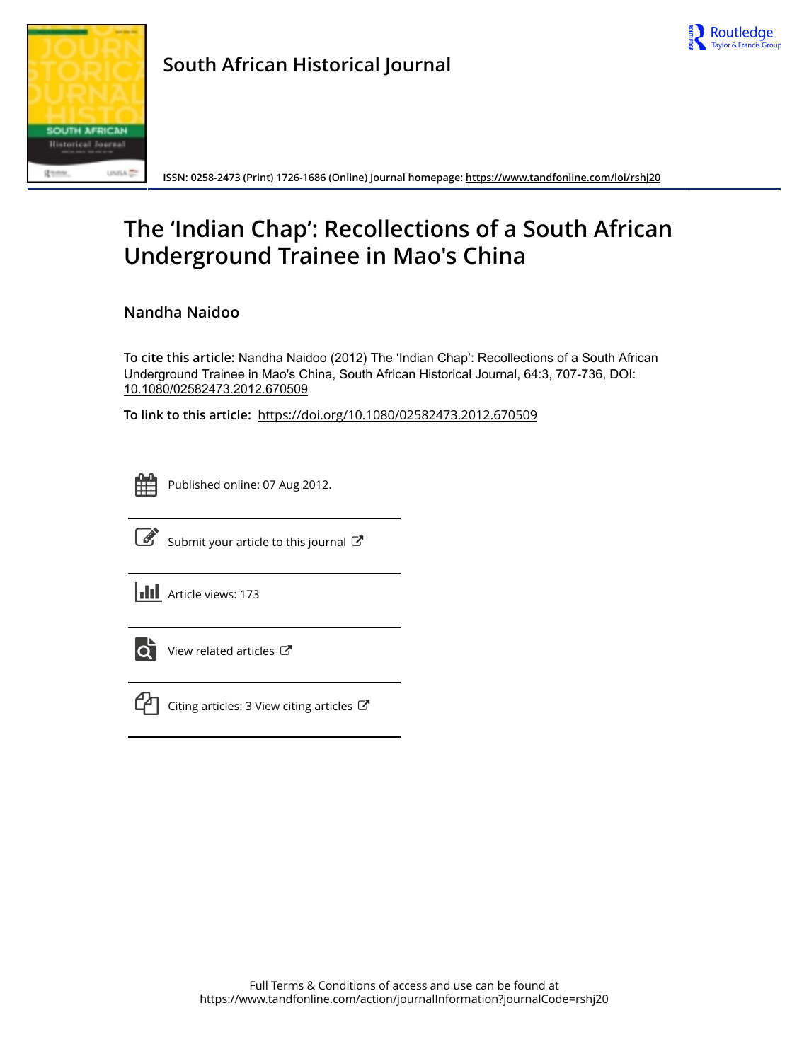South African Historical Journal

ISSN: 0258-2473 (Print) 1726-1686 (Online) Journal homepage: https://www.tandfonline.com/loi/rshj20

# The 'Indian Chap': Recollections of a South African Underground Trainee in Mao's China

Nandha Naidoo

**To cite this article:** Nandha Naidoo (2012) The 'Indian Chap': Recollections of a South African Underground Trainee in Mao's China, South African Historical Journal, 64:3, 707-736, DOI: 10.1080/02582473.2012.670509

**To link to this article:** https://doi.org/10.1080/02582473.2012.670509

Published online: 07 Aug 2012.

Submit your article to this journal

Article views: 173

View related articles

Citing articles: 3 View citing articles

Full Terms & Conditions of access and use can be found at
https://www.tandfonline.com/action/journalInformation?journalCode=rshj20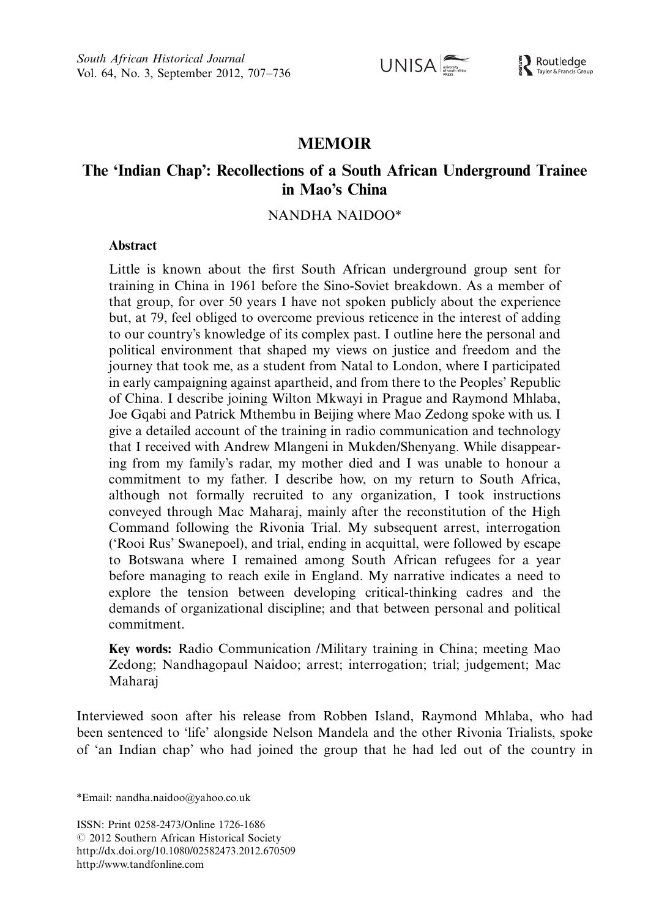# MEMOIR

## The 'Indian Chap': Recollections of a South African Underground Trainee in Mao's China

NANDHA NAIDOO*

### Abstract

Little is known about the first South African underground group sent for training in China in 1961 before the Sino-Soviet breakdown. As a member of that group, for over 50 years I have not spoken publicly about the experience but, at 79, feel obliged to overcome previous reticence in the interest of adding to our country's knowledge of its complex past. I outline here the personal and political environment that shaped my views on justice and freedom and the journey that took me, as a student from Natal to London, where I participated in early campaigning against apartheid, and from there to the Peoples' Republic of China. I describe joining Wilton Mkwayi in Prague and Raymond Mhlaba, Joe Gqabi and Patrick Mthembu in Beijing where Mao Zedong spoke with us. I give a detailed account of the training in radio communication and technology that I received with Andrew Mlangeni in Mukden/Shenyang. While disappearing from my family's radar, my mother died and I was unable to honour a commitment to my father. I describe how, on my return to South Africa, although not formally recruited to any organization, I took instructions conveyed through Mac Maharaj, mainly after the reconstitution of the High Command following the Rivonia Trial. My subsequent arrest, interrogation ('Rooi Rus' Swanepoel), and trial, ending in acquittal, were followed by escape to Botswana where I remained among South African refugees for a year before managing to reach exile in England. My narrative indicates a need to explore the tension between developing critical-thinking cadres and the demands of organizational discipline; and that between personal and political commitment.

**Key words:** Radio Communication /Military training in China; meeting Mao Zedong; Nandhagopaul Naidoo; arrest; interrogation; trial; judgement; Mac Maharaj

Interviewed soon after his release from Robben Island, Raymond Mhlaba, who had been sentenced to 'life' alongside Nelson Mandela and the other Rivonia Trialists, spoke of 'an Indian chap' who had joined the group that he had led out of the country in

*Email: nandha.naidoo@yahoo.co.uk

ISSN: Print 0258-2473/Online 1726-1686
© 2012 Southern African Historical Society
http://dx.doi.org/10.1080/02582473.2012.670509
http://www.tandfonline.com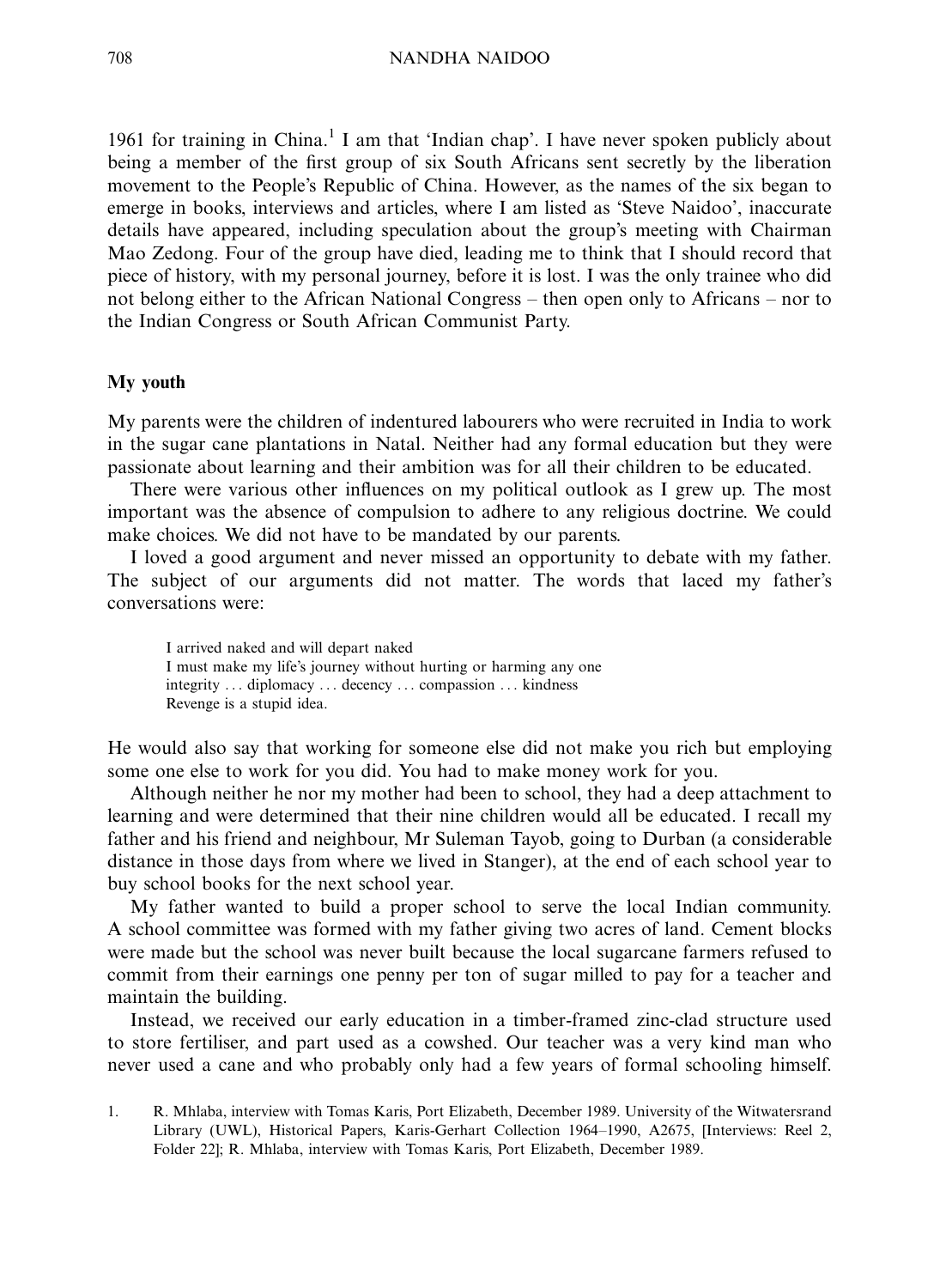1961 for training in China.[1] I am that 'Indian chap'. I have never spoken publicly about being a member of the first group of six South Africans sent secretly by the liberation movement to the People's Republic of China. However, as the names of the six began to emerge in books, interviews and articles, where I am listed as 'Steve Naidoo', inaccurate details have appeared, including speculation about the group's meeting with Chairman Mao Zedong. Four of the group have died, leading me to think that I should record that piece of history, with my personal journey, before it is lost. I was the only trainee who did not belong either to the African National Congress – then open only to Africans – nor to the Indian Congress or South African Communist Party.

## My youth

My parents were the children of indentured labourers who were recruited in India to work in the sugar cane plantations in Natal. Neither had any formal education but they were passionate about learning and their ambition was for all their children to be educated.

There were various other influences on my political outlook as I grew up. The most important was the absence of compulsion to adhere to any religious doctrine. We could make choices. We did not have to be mandated by our parents.

I loved a good argument and never missed an opportunity to debate with my father. The subject of our arguments did not matter. The words that laced my father's conversations were:

> I arrived naked and will depart naked
> I must make my life's journey without hurting or harming any one
> integrity . . . diplomacy . . . decency . . . compassion . . . kindness
> Revenge is a stupid idea.

He would also say that working for someone else did not make you rich but employing some one else to work for you did. You had to make money work for you.

Although neither he nor my mother had been to school, they had a deep attachment to learning and were determined that their nine children would all be educated. I recall my father and his friend and neighbour, Mr Suleman Tayob, going to Durban (a considerable distance in those days from where we lived in Stanger), at the end of each school year to buy school books for the next school year.

My father wanted to build a proper school to serve the local Indian community. A school committee was formed with my father giving two acres of land. Cement blocks were made but the school was never built because the local sugarcane farmers refused to commit from their earnings one penny per ton of sugar milled to pay for a teacher and maintain the building.

Instead, we received our early education in a timber-framed zinc-clad structure used to store fertiliser, and part used as a cowshed. Our teacher was a very kind man who never used a cane and who probably only had a few years of formal schooling himself.

1. R. Mhlaba, interview with Tomas Karis, Port Elizabeth, December 1989. University of the Witwatersrand Library (UWL), Historical Papers, Karis-Gerhart Collection 1964–1990, A2675, [Interviews: Reel 2, Folder 22]; R. Mhlaba, interview with Tomas Karis, Port Elizabeth, December 1989.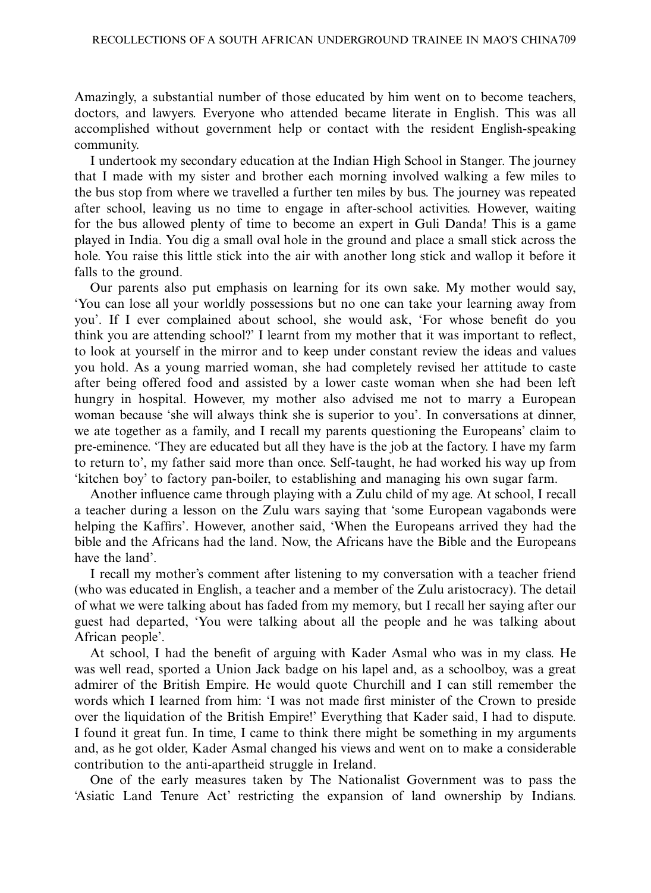Amazingly, a substantial number of those educated by him went on to become teachers, doctors, and lawyers. Everyone who attended became literate in English. This was all accomplished without government help or contact with the resident English-speaking community.

I undertook my secondary education at the Indian High School in Stanger. The journey that I made with my sister and brother each morning involved walking a few miles to the bus stop from where we travelled a further ten miles by bus. The journey was repeated after school, leaving us no time to engage in after-school activities. However, waiting for the bus allowed plenty of time to become an expert in Guli Danda! This is a game played in India. You dig a small oval hole in the ground and place a small stick across the hole. You raise this little stick into the air with another long stick and wallop it before it falls to the ground.

Our parents also put emphasis on learning for its own sake. My mother would say, 'You can lose all your worldly possessions but no one can take your learning away from you'. If I ever complained about school, she would ask, 'For whose benefit do you think you are attending school?' I learnt from my mother that it was important to reflect, to look at yourself in the mirror and to keep under constant review the ideas and values you hold. As a young married woman, she had completely revised her attitude to caste after being offered food and assisted by a lower caste woman when she had been left hungry in hospital. However, my mother also advised me not to marry a European woman because 'she will always think she is superior to you'. In conversations at dinner, we ate together as a family, and I recall my parents questioning the Europeans' claim to pre-eminence. 'They are educated but all they have is the job at the factory. I have my farm to return to', my father said more than once. Self-taught, he had worked his way up from 'kitchen boy' to factory pan-boiler, to establishing and managing his own sugar farm.

Another influence came through playing with a Zulu child of my age. At school, I recall a teacher during a lesson on the Zulu wars saying that 'some European vagabonds were helping the Kaffirs'. However, another said, 'When the Europeans arrived they had the bible and the Africans had the land. Now, the Africans have the Bible and the Europeans have the land'.

I recall my mother's comment after listening to my conversation with a teacher friend (who was educated in English, a teacher and a member of the Zulu aristocracy). The detail of what we were talking about has faded from my memory, but I recall her saying after our guest had departed, 'You were talking about all the people and he was talking about African people'.

At school, I had the benefit of arguing with Kader Asmal who was in my class. He was well read, sported a Union Jack badge on his lapel and, as a schoolboy, was a great admirer of the British Empire. He would quote Churchill and I can still remember the words which I learned from him: 'I was not made first minister of the Crown to preside over the liquidation of the British Empire!' Everything that Kader said, I had to dispute. I found it great fun. In time, I came to think there might be something in my arguments and, as he got older, Kader Asmal changed his views and went on to make a considerable contribution to the anti-apartheid struggle in Ireland.

One of the early measures taken by The Nationalist Government was to pass the 'Asiatic Land Tenure Act' restricting the expansion of land ownership by Indians.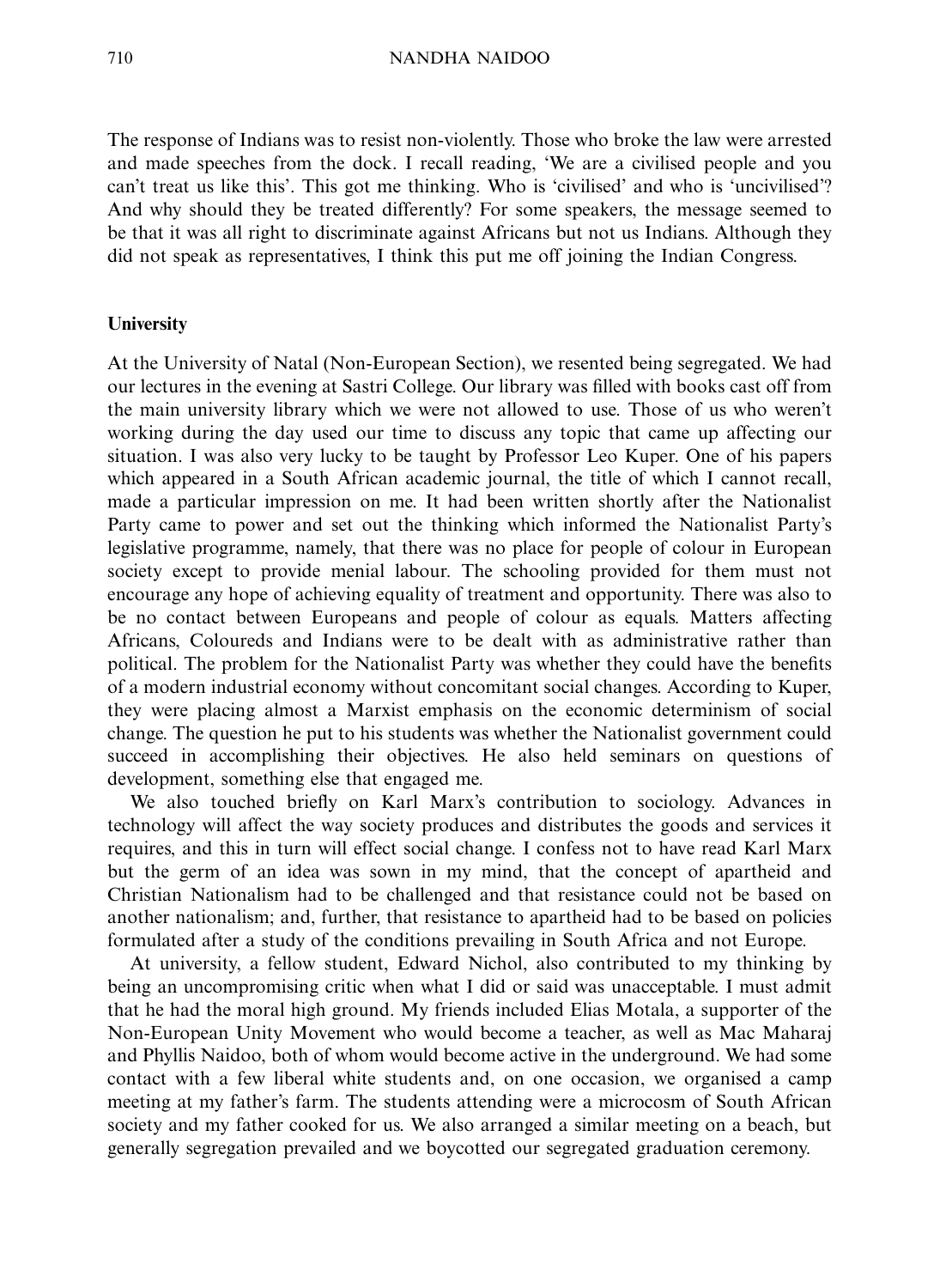The response of Indians was to resist non-violently. Those who broke the law were arrested and made speeches from the dock. I recall reading, 'We are a civilised people and you can't treat us like this'. This got me thinking. Who is 'civilised' and who is 'uncivilised'? And why should they be treated differently? For some speakers, the message seemed to be that it was all right to discriminate against Africans but not us Indians. Although they did not speak as representatives, I think this put me off joining the Indian Congress.

## University

At the University of Natal (Non-European Section), we resented being segregated. We had our lectures in the evening at Sastri College. Our library was filled with books cast off from the main university library which we were not allowed to use. Those of us who weren't working during the day used our time to discuss any topic that came up affecting our situation. I was also very lucky to be taught by Professor Leo Kuper. One of his papers which appeared in a South African academic journal, the title of which I cannot recall, made a particular impression on me. It had been written shortly after the Nationalist Party came to power and set out the thinking which informed the Nationalist Party's legislative programme, namely, that there was no place for people of colour in European society except to provide menial labour. The schooling provided for them must not encourage any hope of achieving equality of treatment and opportunity. There was also to be no contact between Europeans and people of colour as equals. Matters affecting Africans, Coloureds and Indians were to be dealt with as administrative rather than political. The problem for the Nationalist Party was whether they could have the benefits of a modern industrial economy without concomitant social changes. According to Kuper, they were placing almost a Marxist emphasis on the economic determinism of social change. The question he put to his students was whether the Nationalist government could succeed in accomplishing their objectives. He also held seminars on questions of development, something else that engaged me.

We also touched briefly on Karl Marx's contribution to sociology. Advances in technology will affect the way society produces and distributes the goods and services it requires, and this in turn will effect social change. I confess not to have read Karl Marx but the germ of an idea was sown in my mind, that the concept of apartheid and Christian Nationalism had to be challenged and that resistance could not be based on another nationalism; and, further, that resistance to apartheid had to be based on policies formulated after a study of the conditions prevailing in South Africa and not Europe.

At university, a fellow student, Edward Nichol, also contributed to my thinking by being an uncompromising critic when what I did or said was unacceptable. I must admit that he had the moral high ground. My friends included Elias Motala, a supporter of the Non-European Unity Movement who would become a teacher, as well as Mac Maharaj and Phyllis Naidoo, both of whom would become active in the underground. We had some contact with a few liberal white students and, on one occasion, we organised a camp meeting at my father's farm. The students attending were a microcosm of South African society and my father cooked for us. We also arranged a similar meeting on a beach, but generally segregation prevailed and we boycotted our segregated graduation ceremony.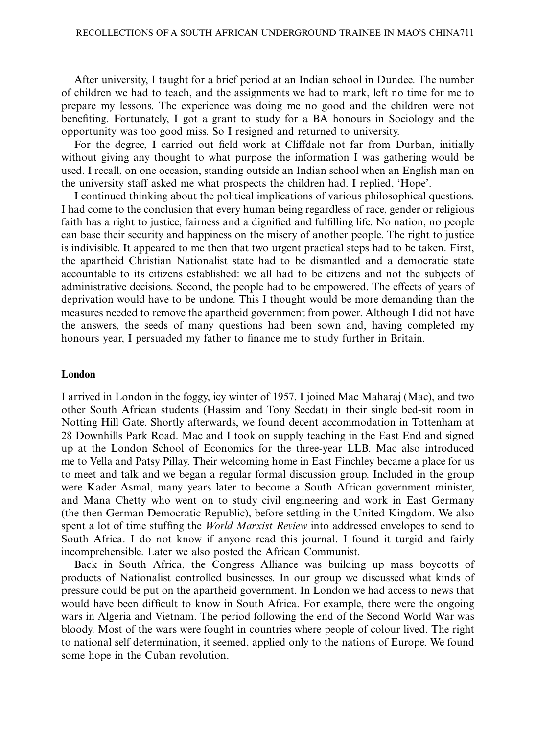After university, I taught for a brief period at an Indian school in Dundee. The number of children we had to teach, and the assignments we had to mark, left no time for me to prepare my lessons. The experience was doing me no good and the children were not benefiting. Fortunately, I got a grant to study for a BA honours in Sociology and the opportunity was too good miss. So I resigned and returned to university.

For the degree, I carried out field work at Cliffdale not far from Durban, initially without giving any thought to what purpose the information I was gathering would be used. I recall, on one occasion, standing outside an Indian school when an English man on the university staff asked me what prospects the children had. I replied, 'Hope'.

I continued thinking about the political implications of various philosophical questions. I had come to the conclusion that every human being regardless of race, gender or religious faith has a right to justice, fairness and a dignified and fulfilling life. No nation, no people can base their security and happiness on the misery of another people. The right to justice is indivisible. It appeared to me then that two urgent practical steps had to be taken. First, the apartheid Christian Nationalist state had to be dismantled and a democratic state accountable to its citizens established: we all had to be citizens and not the subjects of administrative decisions. Second, the people had to be empowered. The effects of years of deprivation would have to be undone. This I thought would be more demanding than the measures needed to remove the apartheid government from power. Although I did not have the answers, the seeds of many questions had been sown and, having completed my honours year, I persuaded my father to finance me to study further in Britain.

## London

I arrived in London in the foggy, icy winter of 1957. I joined Mac Maharaj (Mac), and two other South African students (Hassim and Tony Seedat) in their single bed-sit room in Notting Hill Gate. Shortly afterwards, we found decent accommodation in Tottenham at 28 Downhills Park Road. Mac and I took on supply teaching in the East End and signed up at the London School of Economics for the three-year LLB. Mac also introduced me to Vella and Patsy Pillay. Their welcoming home in East Finchley became a place for us to meet and talk and we began a regular formal discussion group. Included in the group were Kader Asmal, many years later to become a South African government minister, and Mana Chetty who went on to study civil engineering and work in East Germany (the then German Democratic Republic), before settling in the United Kingdom. We also spent a lot of time stuffing the *World Marxist Review* into addressed envelopes to send to South Africa. I do not know if anyone read this journal. I found it turgid and fairly incomprehensible. Later we also posted the African Communist.

Back in South Africa, the Congress Alliance was building up mass boycotts of products of Nationalist controlled businesses. In our group we discussed what kinds of pressure could be put on the apartheid government. In London we had access to news that would have been difficult to know in South Africa. For example, there were the ongoing wars in Algeria and Vietnam. The period following the end of the Second World War was bloody. Most of the wars were fought in countries where people of colour lived. The right to national self determination, it seemed, applied only to the nations of Europe. We found some hope in the Cuban revolution.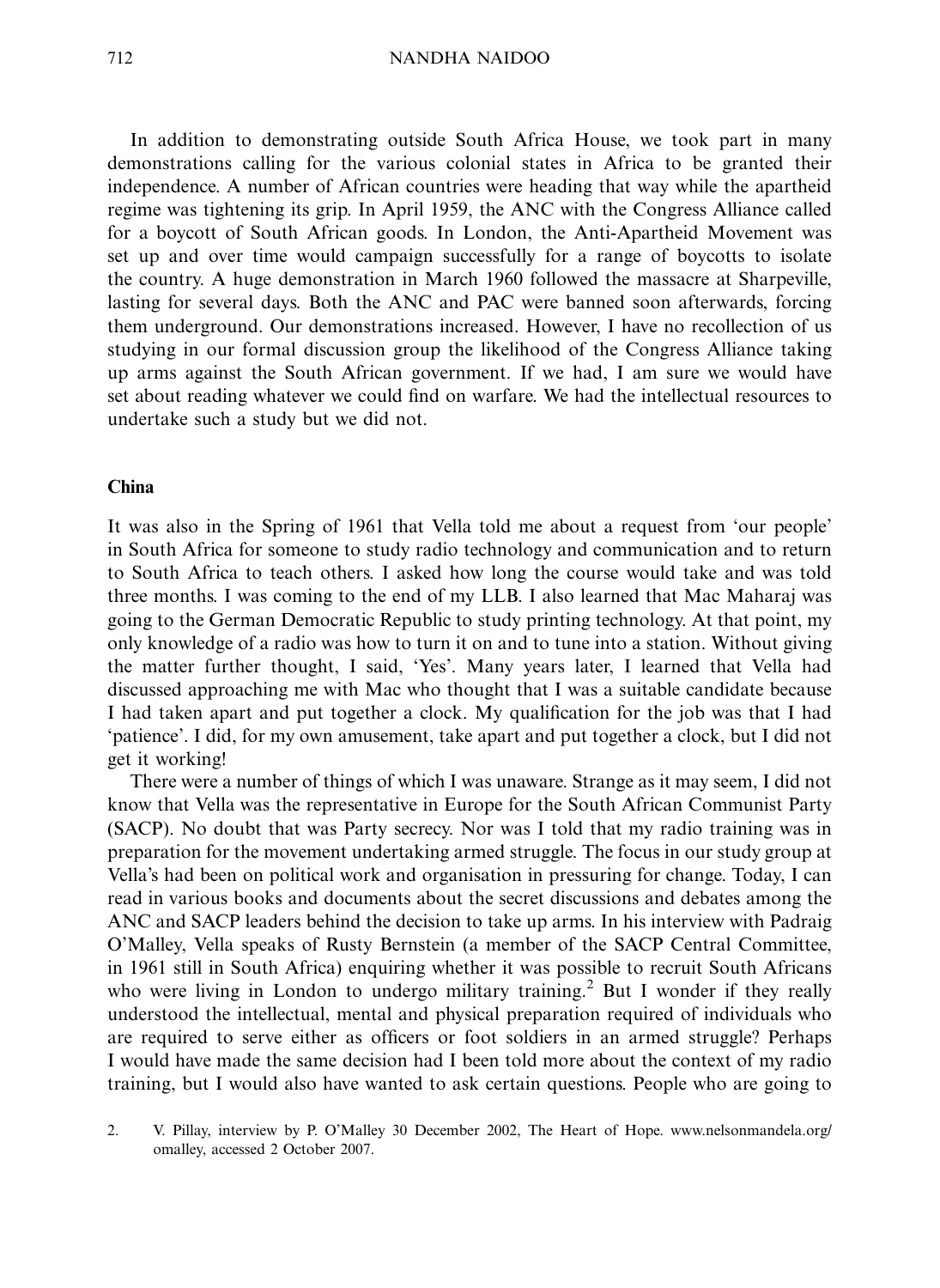In addition to demonstrating outside South Africa House, we took part in many demonstrations calling for the various colonial states in Africa to be granted their independence. A number of African countries were heading that way while the apartheid regime was tightening its grip. In April 1959, the ANC with the Congress Alliance called for a boycott of South African goods. In London, the Anti-Apartheid Movement was set up and over time would campaign successfully for a range of boycotts to isolate the country. A huge demonstration in March 1960 followed the massacre at Sharpeville, lasting for several days. Both the ANC and PAC were banned soon afterwards, forcing them underground. Our demonstrations increased. However, I have no recollection of us studying in our formal discussion group the likelihood of the Congress Alliance taking up arms against the South African government. If we had, I am sure we would have set about reading whatever we could find on warfare. We had the intellectual resources to undertake such a study but we did not.

## China

It was also in the Spring of 1961 that Vella told me about a request from 'our people' in South Africa for someone to study radio technology and communication and to return to South Africa to teach others. I asked how long the course would take and was told three months. I was coming to the end of my LLB. I also learned that Mac Maharaj was going to the German Democratic Republic to study printing technology. At that point, my only knowledge of a radio was how to turn it on and to tune into a station. Without giving the matter further thought, I said, 'Yes'. Many years later, I learned that Vella had discussed approaching me with Mac who thought that I was a suitable candidate because I had taken apart and put together a clock. My qualification for the job was that I had 'patience'. I did, for my own amusement, take apart and put together a clock, but I did not get it working!

There were a number of things of which I was unaware. Strange as it may seem, I did not know that Vella was the representative in Europe for the South African Communist Party (SACP). No doubt that was Party secrecy. Nor was I told that my radio training was in preparation for the movement undertaking armed struggle. The focus in our study group at Vella's had been on political work and organisation in pressuring for change. Today, I can read in various books and documents about the secret discussions and debates among the ANC and SACP leaders behind the decision to take up arms. In his interview with Padraig O'Malley, Vella speaks of Rusty Bernstein (a member of the SACP Central Committee, in 1961 still in South Africa) enquiring whether it was possible to recruit South Africans who were living in London to undergo military training.[2] But I wonder if they really understood the intellectual, mental and physical preparation required of individuals who are required to serve either as officers or foot soldiers in an armed struggle? Perhaps I would have made the same decision had I been told more about the context of my radio training, but I would also have wanted to ask certain questions. People who are going to

2. V. Pillay, interview by P. O'Malley 30 December 2002, The Heart of Hope. www.nelsonmandela.org/omalley, accessed 2 October 2007.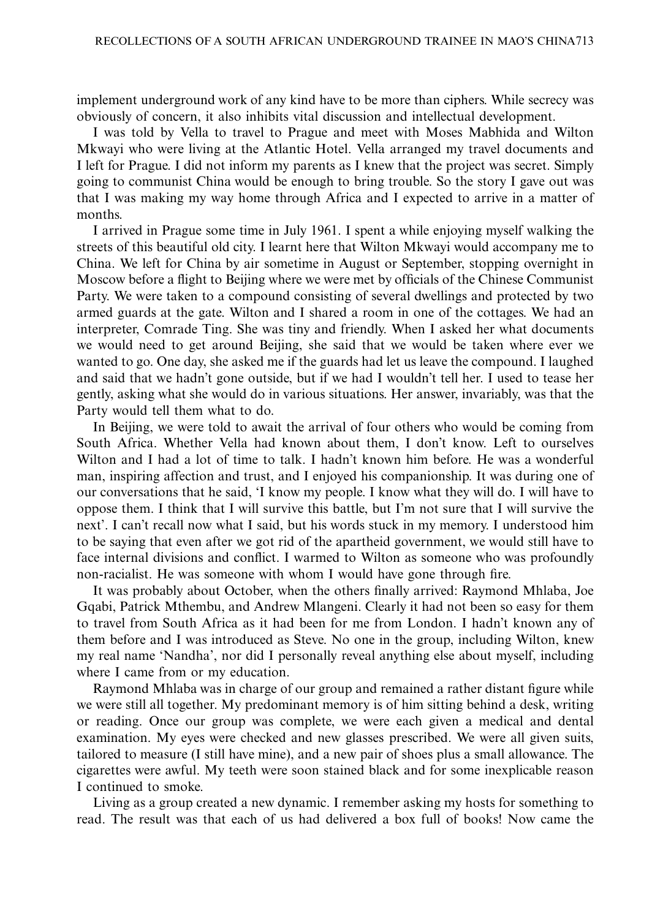implement underground work of any kind have to be more than ciphers. While secrecy was obviously of concern, it also inhibits vital discussion and intellectual development.

I was told by Vella to travel to Prague and meet with Moses Mabhida and Wilton Mkwayi who were living at the Atlantic Hotel. Vella arranged my travel documents and I left for Prague. I did not inform my parents as I knew that the project was secret. Simply going to communist China would be enough to bring trouble. So the story I gave out was that I was making my way home through Africa and I expected to arrive in a matter of months.

I arrived in Prague some time in July 1961. I spent a while enjoying myself walking the streets of this beautiful old city. I learnt here that Wilton Mkwayi would accompany me to China. We left for China by air sometime in August or September, stopping overnight in Moscow before a flight to Beijing where we were met by officials of the Chinese Communist Party. We were taken to a compound consisting of several dwellings and protected by two armed guards at the gate. Wilton and I shared a room in one of the cottages. We had an interpreter, Comrade Ting. She was tiny and friendly. When I asked her what documents we would need to get around Beijing, she said that we would be taken where ever we wanted to go. One day, she asked me if the guards had let us leave the compound. I laughed and said that we hadn't gone outside, but if we had I wouldn't tell her. I used to tease her gently, asking what she would do in various situations. Her answer, invariably, was that the Party would tell them what to do.

In Beijing, we were told to await the arrival of four others who would be coming from South Africa. Whether Vella had known about them, I don't know. Left to ourselves Wilton and I had a lot of time to talk. I hadn't known him before. He was a wonderful man, inspiring affection and trust, and I enjoyed his companionship. It was during one of our conversations that he said, 'I know my people. I know what they will do. I will have to oppose them. I think that I will survive this battle, but I'm not sure that I will survive the next'. I can't recall now what I said, but his words stuck in my memory. I understood him to be saying that even after we got rid of the apartheid government, we would still have to face internal divisions and conflict. I warmed to Wilton as someone who was profoundly non-racialist. He was someone with whom I would have gone through fire.

It was probably about October, when the others finally arrived: Raymond Mhlaba, Joe Gqabi, Patrick Mthembu, and Andrew Mlangeni. Clearly it had not been so easy for them to travel from South Africa as it had been for me from London. I hadn't known any of them before and I was introduced as Steve. No one in the group, including Wilton, knew my real name 'Nandha', nor did I personally reveal anything else about myself, including where I came from or my education.

Raymond Mhlaba was in charge of our group and remained a rather distant figure while we were still all together. My predominant memory is of him sitting behind a desk, writing or reading. Once our group was complete, we were each given a medical and dental examination. My eyes were checked and new glasses prescribed. We were all given suits, tailored to measure (I still have mine), and a new pair of shoes plus a small allowance. The cigarettes were awful. My teeth were soon stained black and for some inexplicable reason I continued to smoke.

Living as a group created a new dynamic. I remember asking my hosts for something to read. The result was that each of us had delivered a box full of books! Now came the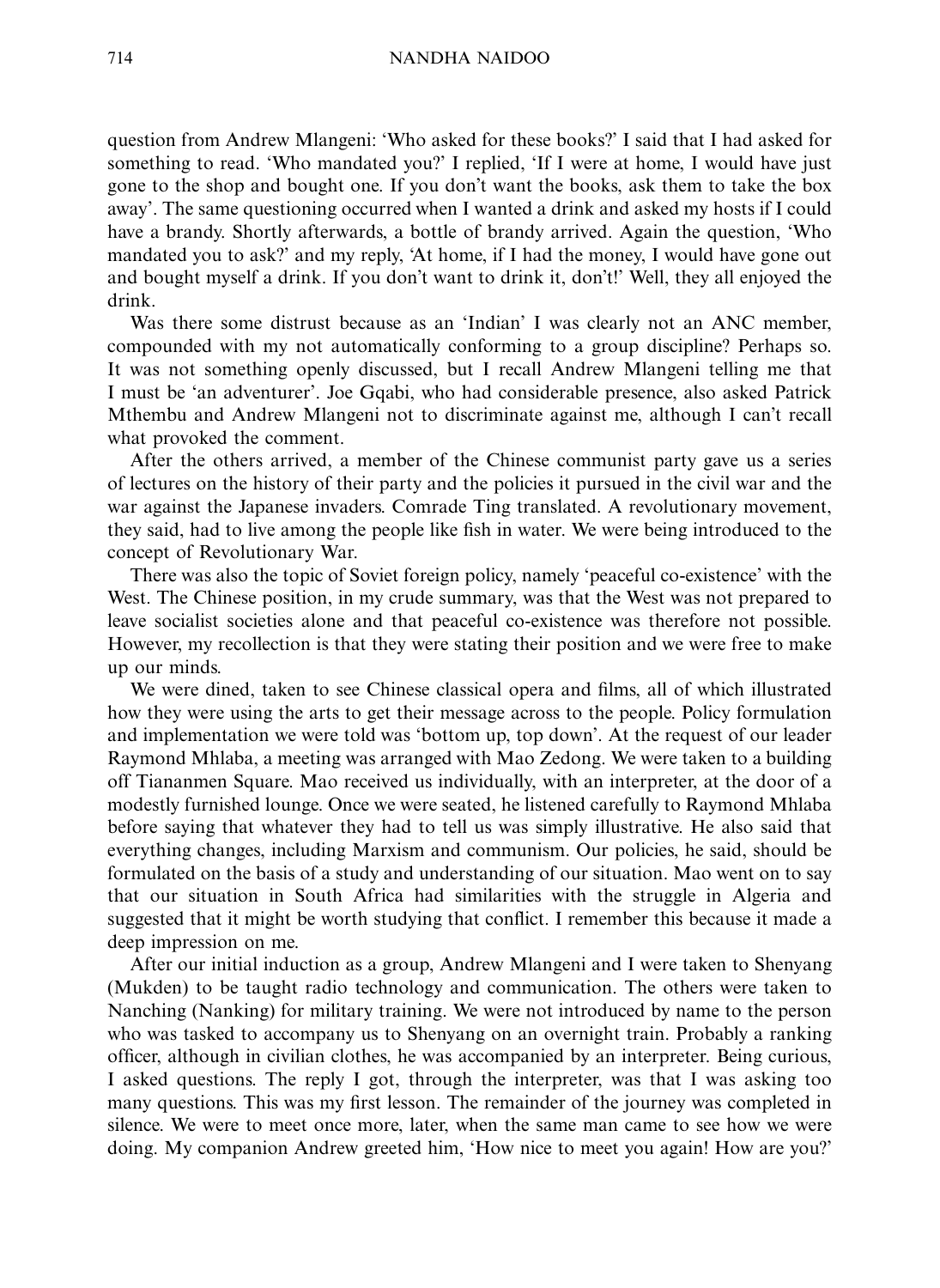question from Andrew Mlangeni: 'Who asked for these books?' I said that I had asked for something to read. 'Who mandated you?' I replied, 'If I were at home, I would have just gone to the shop and bought one. If you don't want the books, ask them to take the box away'. The same questioning occurred when I wanted a drink and asked my hosts if I could have a brandy. Shortly afterwards, a bottle of brandy arrived. Again the question, 'Who mandated you to ask?' and my reply, 'At home, if I had the money, I would have gone out and bought myself a drink. If you don't want to drink it, don't!' Well, they all enjoyed the drink.

Was there some distrust because as an 'Indian' I was clearly not an ANC member, compounded with my not automatically conforming to a group discipline? Perhaps so. It was not something openly discussed, but I recall Andrew Mlangeni telling me that I must be 'an adventurer'. Joe Gqabi, who had considerable presence, also asked Patrick Mthembu and Andrew Mlangeni not to discriminate against me, although I can't recall what provoked the comment.

After the others arrived, a member of the Chinese communist party gave us a series of lectures on the history of their party and the policies it pursued in the civil war and the war against the Japanese invaders. Comrade Ting translated. A revolutionary movement, they said, had to live among the people like fish in water. We were being introduced to the concept of Revolutionary War.

There was also the topic of Soviet foreign policy, namely 'peaceful co-existence' with the West. The Chinese position, in my crude summary, was that the West was not prepared to leave socialist societies alone and that peaceful co-existence was therefore not possible. However, my recollection is that they were stating their position and we were free to make up our minds.

We were dined, taken to see Chinese classical opera and films, all of which illustrated how they were using the arts to get their message across to the people. Policy formulation and implementation we were told was 'bottom up, top down'. At the request of our leader Raymond Mhlaba, a meeting was arranged with Mao Zedong. We were taken to a building off Tiananmen Square. Mao received us individually, with an interpreter, at the door of a modestly furnished lounge. Once we were seated, he listened carefully to Raymond Mhlaba before saying that whatever they had to tell us was simply illustrative. He also said that everything changes, including Marxism and communism. Our policies, he said, should be formulated on the basis of a study and understanding of our situation. Mao went on to say that our situation in South Africa had similarities with the struggle in Algeria and suggested that it might be worth studying that conflict. I remember this because it made a deep impression on me.

After our initial induction as a group, Andrew Mlangeni and I were taken to Shenyang (Mukden) to be taught radio technology and communication. The others were taken to Nanching (Nanking) for military training. We were not introduced by name to the person who was tasked to accompany us to Shenyang on an overnight train. Probably a ranking officer, although in civilian clothes, he was accompanied by an interpreter. Being curious, I asked questions. The reply I got, through the interpreter, was that I was asking too many questions. This was my first lesson. The remainder of the journey was completed in silence. We were to meet once more, later, when the same man came to see how we were doing. My companion Andrew greeted him, 'How nice to meet you again! How are you?'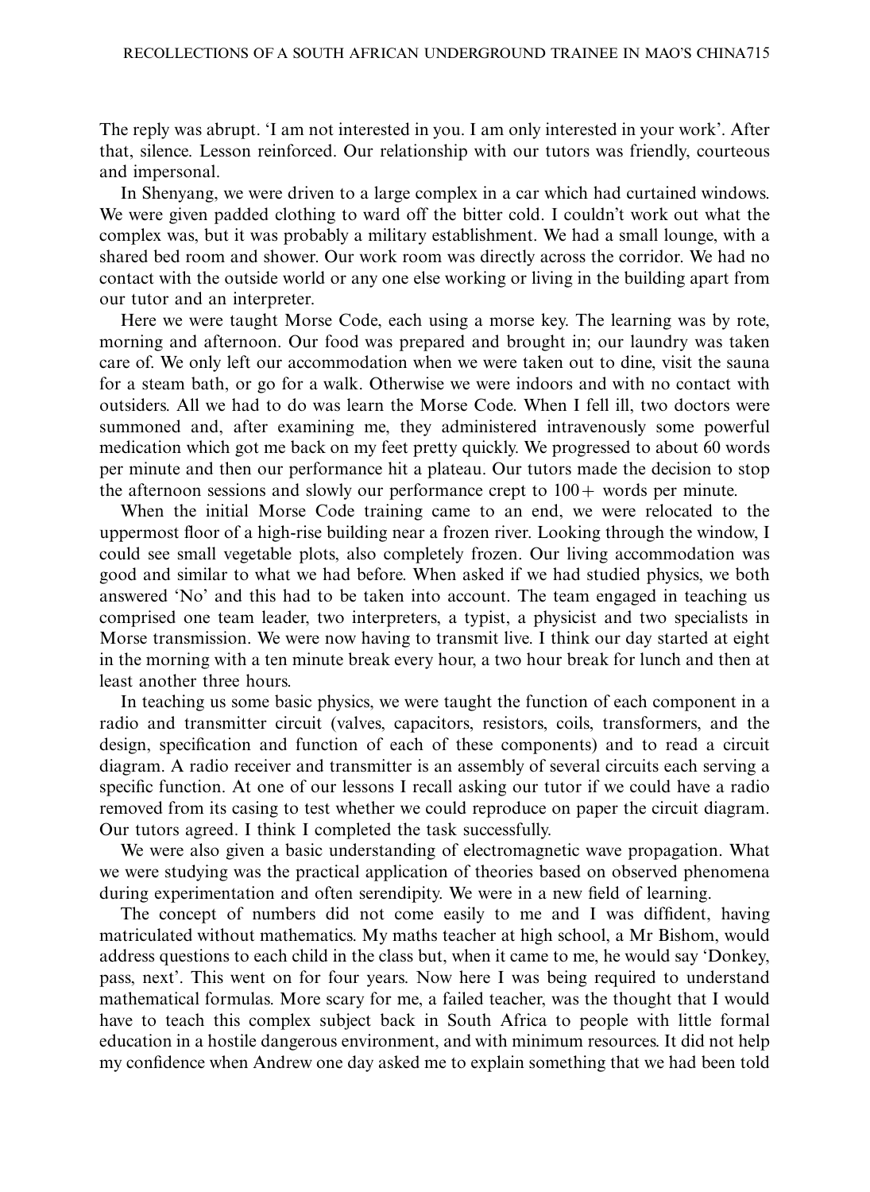The reply was abrupt. 'I am not interested in you. I am only interested in your work'. After that, silence. Lesson reinforced. Our relationship with our tutors was friendly, courteous and impersonal.

In Shenyang, we were driven to a large complex in a car which had curtained windows. We were given padded clothing to ward off the bitter cold. I couldn't work out what the complex was, but it was probably a military establishment. We had a small lounge, with a shared bed room and shower. Our work room was directly across the corridor. We had no contact with the outside world or any one else working or living in the building apart from our tutor and an interpreter.

Here we were taught Morse Code, each using a morse key. The learning was by rote, morning and afternoon. Our food was prepared and brought in; our laundry was taken care of. We only left our accommodation when we were taken out to dine, visit the sauna for a steam bath, or go for a walk. Otherwise we were indoors and with no contact with outsiders. All we had to do was learn the Morse Code. When I fell ill, two doctors were summoned and, after examining me, they administered intravenously some powerful medication which got me back on my feet pretty quickly. We progressed to about 60 words per minute and then our performance hit a plateau. Our tutors made the decision to stop the afternoon sessions and slowly our performance crept to 100+ words per minute.

When the initial Morse Code training came to an end, we were relocated to the uppermost floor of a high-rise building near a frozen river. Looking through the window, I could see small vegetable plots, also completely frozen. Our living accommodation was good and similar to what we had before. When asked if we had studied physics, we both answered 'No' and this had to be taken into account. The team engaged in teaching us comprised one team leader, two interpreters, a typist, a physicist and two specialists in Morse transmission. We were now having to transmit live. I think our day started at eight in the morning with a ten minute break every hour, a two hour break for lunch and then at least another three hours.

In teaching us some basic physics, we were taught the function of each component in a radio and transmitter circuit (valves, capacitors, resistors, coils, transformers, and the design, specification and function of each of these components) and to read a circuit diagram. A radio receiver and transmitter is an assembly of several circuits each serving a specific function. At one of our lessons I recall asking our tutor if we could have a radio removed from its casing to test whether we could reproduce on paper the circuit diagram. Our tutors agreed. I think I completed the task successfully.

We were also given a basic understanding of electromagnetic wave propagation. What we were studying was the practical application of theories based on observed phenomena during experimentation and often serendipity. We were in a new field of learning.

The concept of numbers did not come easily to me and I was diffident, having matriculated without mathematics. My maths teacher at high school, a Mr Bishom, would address questions to each child in the class but, when it came to me, he would say 'Donkey, pass, next'. This went on for four years. Now here I was being required to understand mathematical formulas. More scary for me, a failed teacher, was the thought that I would have to teach this complex subject back in South Africa to people with little formal education in a hostile dangerous environment, and with minimum resources. It did not help my confidence when Andrew one day asked me to explain something that we had been told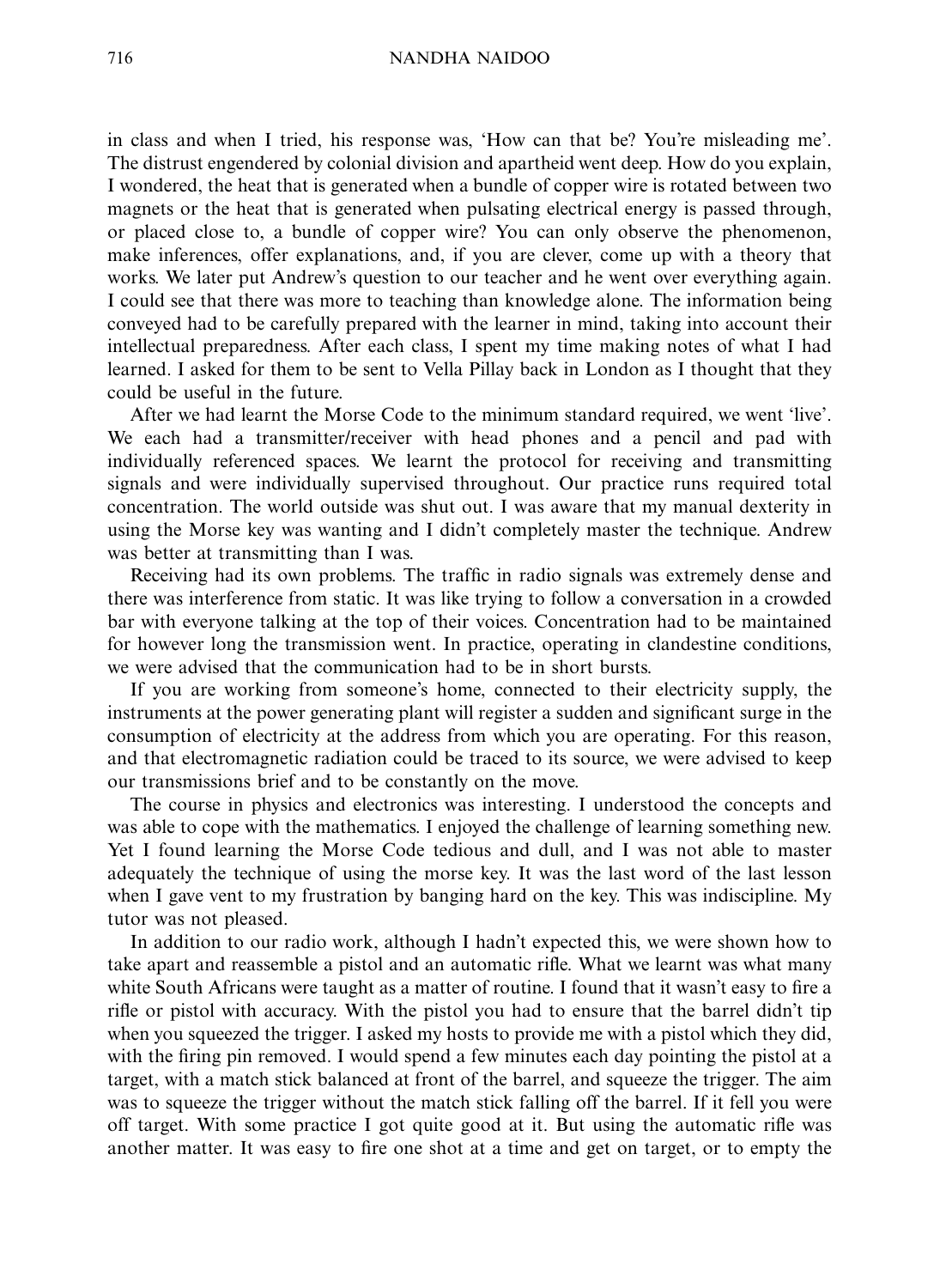in class and when I tried, his response was, 'How can that be? You're misleading me'. The distrust engendered by colonial division and apartheid went deep. How do you explain, I wondered, the heat that is generated when a bundle of copper wire is rotated between two magnets or the heat that is generated when pulsating electrical energy is passed through, or placed close to, a bundle of copper wire? You can only observe the phenomenon, make inferences, offer explanations, and, if you are clever, come up with a theory that works. We later put Andrew's question to our teacher and he went over everything again. I could see that there was more to teaching than knowledge alone. The information being conveyed had to be carefully prepared with the learner in mind, taking into account their intellectual preparedness. After each class, I spent my time making notes of what I had learned. I asked for them to be sent to Vella Pillay back in London as I thought that they could be useful in the future.

After we had learnt the Morse Code to the minimum standard required, we went 'live'. We each had a transmitter/receiver with head phones and a pencil and pad with individually referenced spaces. We learnt the protocol for receiving and transmitting signals and were individually supervised throughout. Our practice runs required total concentration. The world outside was shut out. I was aware that my manual dexterity in using the Morse key was wanting and I didn't completely master the technique. Andrew was better at transmitting than I was.

Receiving had its own problems. The traffic in radio signals was extremely dense and there was interference from static. It was like trying to follow a conversation in a crowded bar with everyone talking at the top of their voices. Concentration had to be maintained for however long the transmission went. In practice, operating in clandestine conditions, we were advised that the communication had to be in short bursts.

If you are working from someone's home, connected to their electricity supply, the instruments at the power generating plant will register a sudden and significant surge in the consumption of electricity at the address from which you are operating. For this reason, and that electromagnetic radiation could be traced to its source, we were advised to keep our transmissions brief and to be constantly on the move.

The course in physics and electronics was interesting. I understood the concepts and was able to cope with the mathematics. I enjoyed the challenge of learning something new. Yet I found learning the Morse Code tedious and dull, and I was not able to master adequately the technique of using the morse key. It was the last word of the last lesson when I gave vent to my frustration by banging hard on the key. This was indiscipline. My tutor was not pleased.

In addition to our radio work, although I hadn't expected this, we were shown how to take apart and reassemble a pistol and an automatic rifle. What we learnt was what many white South Africans were taught as a matter of routine. I found that it wasn't easy to fire a rifle or pistol with accuracy. With the pistol you had to ensure that the barrel didn't tip when you squeezed the trigger. I asked my hosts to provide me with a pistol which they did, with the firing pin removed. I would spend a few minutes each day pointing the pistol at a target, with a match stick balanced at front of the barrel, and squeeze the trigger. The aim was to squeeze the trigger without the match stick falling off the barrel. If it fell you were off target. With some practice I got quite good at it. But using the automatic rifle was another matter. It was easy to fire one shot at a time and get on target, or to empty the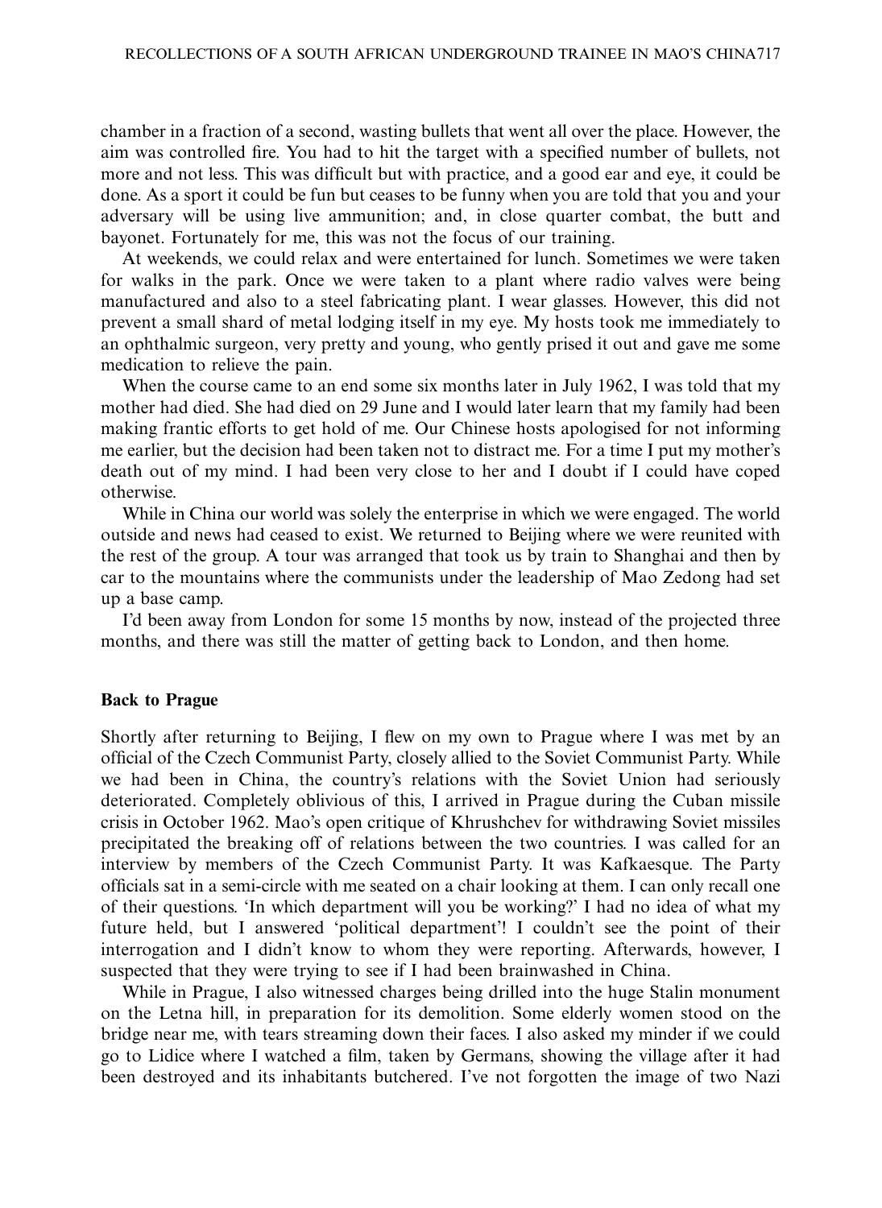chamber in a fraction of a second, wasting bullets that went all over the place. However, the aim was controlled fire. You had to hit the target with a specified number of bullets, not more and not less. This was difficult but with practice, and a good ear and eye, it could be done. As a sport it could be fun but ceases to be funny when you are told that you and your adversary will be using live ammunition; and, in close quarter combat, the butt and bayonet. Fortunately for me, this was not the focus of our training.

At weekends, we could relax and were entertained for lunch. Sometimes we were taken for walks in the park. Once we were taken to a plant where radio valves were being manufactured and also to a steel fabricating plant. I wear glasses. However, this did not prevent a small shard of metal lodging itself in my eye. My hosts took me immediately to an ophthalmic surgeon, very pretty and young, who gently prised it out and gave me some medication to relieve the pain.

When the course came to an end some six months later in July 1962, I was told that my mother had died. She had died on 29 June and I would later learn that my family had been making frantic efforts to get hold of me. Our Chinese hosts apologised for not informing me earlier, but the decision had been taken not to distract me. For a time I put my mother's death out of my mind. I had been very close to her and I doubt if I could have coped otherwise.

While in China our world was solely the enterprise in which we were engaged. The world outside and news had ceased to exist. We returned to Beijing where we were reunited with the rest of the group. A tour was arranged that took us by train to Shanghai and then by car to the mountains where the communists under the leadership of Mao Zedong had set up a base camp.

I'd been away from London for some 15 months by now, instead of the projected three months, and there was still the matter of getting back to London, and then home.

**Back to Prague**

Shortly after returning to Beijing, I flew on my own to Prague where I was met by an official of the Czech Communist Party, closely allied to the Soviet Communist Party. While we had been in China, the country's relations with the Soviet Union had seriously deteriorated. Completely oblivious of this, I arrived in Prague during the Cuban missile crisis in October 1962. Mao's open critique of Khrushchev for withdrawing Soviet missiles precipitated the breaking off of relations between the two countries. I was called for an interview by members of the Czech Communist Party. It was Kafkaesque. The Party officials sat in a semi-circle with me seated on a chair looking at them. I can only recall one of their questions. 'In which department will you be working?' I had no idea of what my future held, but I answered 'political department'! I couldn't see the point of their interrogation and I didn't know to whom they were reporting. Afterwards, however, I suspected that they were trying to see if I had been brainwashed in China.

While in Prague, I also witnessed charges being drilled into the huge Stalin monument on the Letna hill, in preparation for its demolition. Some elderly women stood on the bridge near me, with tears streaming down their faces. I also asked my minder if we could go to Lidice where I watched a film, taken by Germans, showing the village after it had been destroyed and its inhabitants butchered. I've not forgotten the image of two Nazi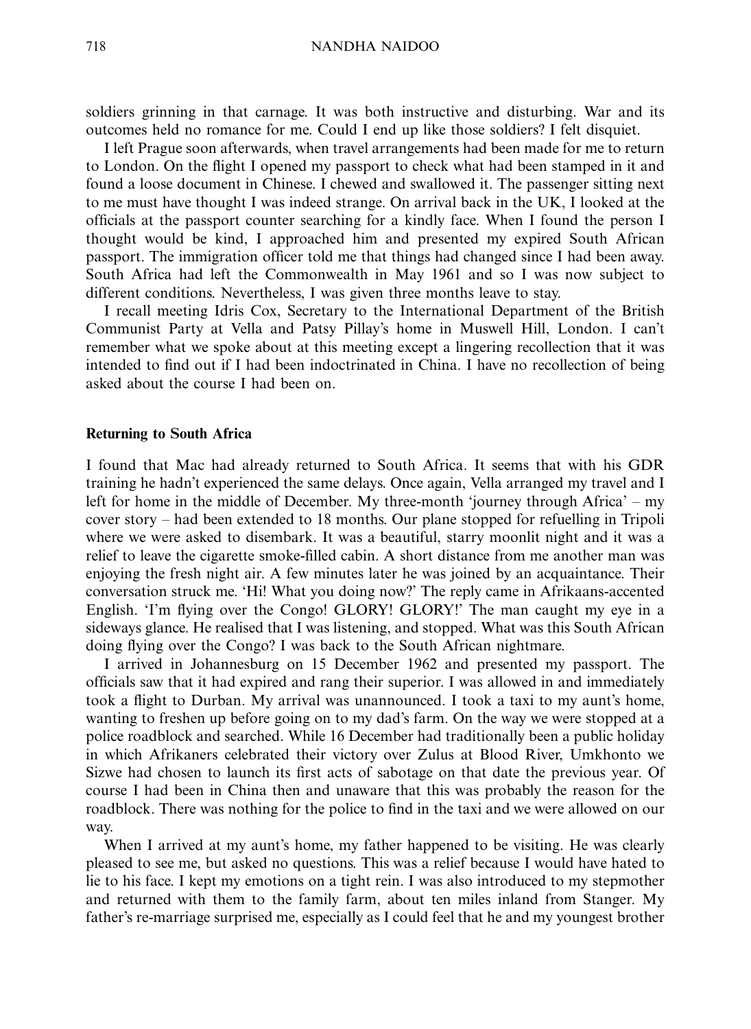soldiers grinning in that carnage. It was both instructive and disturbing. War and its outcomes held no romance for me. Could I end up like those soldiers? I felt disquiet.

I left Prague soon afterwards, when travel arrangements had been made for me to return to London. On the flight I opened my passport to check what had been stamped in it and found a loose document in Chinese. I chewed and swallowed it. The passenger sitting next to me must have thought I was indeed strange. On arrival back in the UK, I looked at the officials at the passport counter searching for a kindly face. When I found the person I thought would be kind, I approached him and presented my expired South African passport. The immigration officer told me that things had changed since I had been away. South Africa had left the Commonwealth in May 1961 and so I was now subject to different conditions. Nevertheless, I was given three months leave to stay.

I recall meeting Idris Cox, Secretary to the International Department of the British Communist Party at Vella and Patsy Pillay's home in Muswell Hill, London. I can't remember what we spoke about at this meeting except a lingering recollection that it was intended to find out if I had been indoctrinated in China. I have no recollection of being asked about the course I had been on.

## Returning to South Africa

I found that Mac had already returned to South Africa. It seems that with his GDR training he hadn't experienced the same delays. Once again, Vella arranged my travel and I left for home in the middle of December. My three-month 'journey through Africa' – my cover story – had been extended to 18 months. Our plane stopped for refuelling in Tripoli where we were asked to disembark. It was a beautiful, starry moonlit night and it was a relief to leave the cigarette smoke-filled cabin. A short distance from me another man was enjoying the fresh night air. A few minutes later he was joined by an acquaintance. Their conversation struck me. 'Hi! What you doing now?' The reply came in Afrikaans-accented English. 'I'm flying over the Congo! GLORY! GLORY!' The man caught my eye in a sideways glance. He realised that I was listening, and stopped. What was this South African doing flying over the Congo? I was back to the South African nightmare.

I arrived in Johannesburg on 15 December 1962 and presented my passport. The officials saw that it had expired and rang their superior. I was allowed in and immediately took a flight to Durban. My arrival was unannounced. I took a taxi to my aunt's home, wanting to freshen up before going on to my dad's farm. On the way we were stopped at a police roadblock and searched. While 16 December had traditionally been a public holiday in which Afrikaners celebrated their victory over Zulus at Blood River, Umkhonto we Sizwe had chosen to launch its first acts of sabotage on that date the previous year. Of course I had been in China then and unaware that this was probably the reason for the roadblock. There was nothing for the police to find in the taxi and we were allowed on our way.

When I arrived at my aunt's home, my father happened to be visiting. He was clearly pleased to see me, but asked no questions. This was a relief because I would have hated to lie to his face. I kept my emotions on a tight rein. I was also introduced to my stepmother and returned with them to the family farm, about ten miles inland from Stanger. My father's re-marriage surprised me, especially as I could feel that he and my youngest brother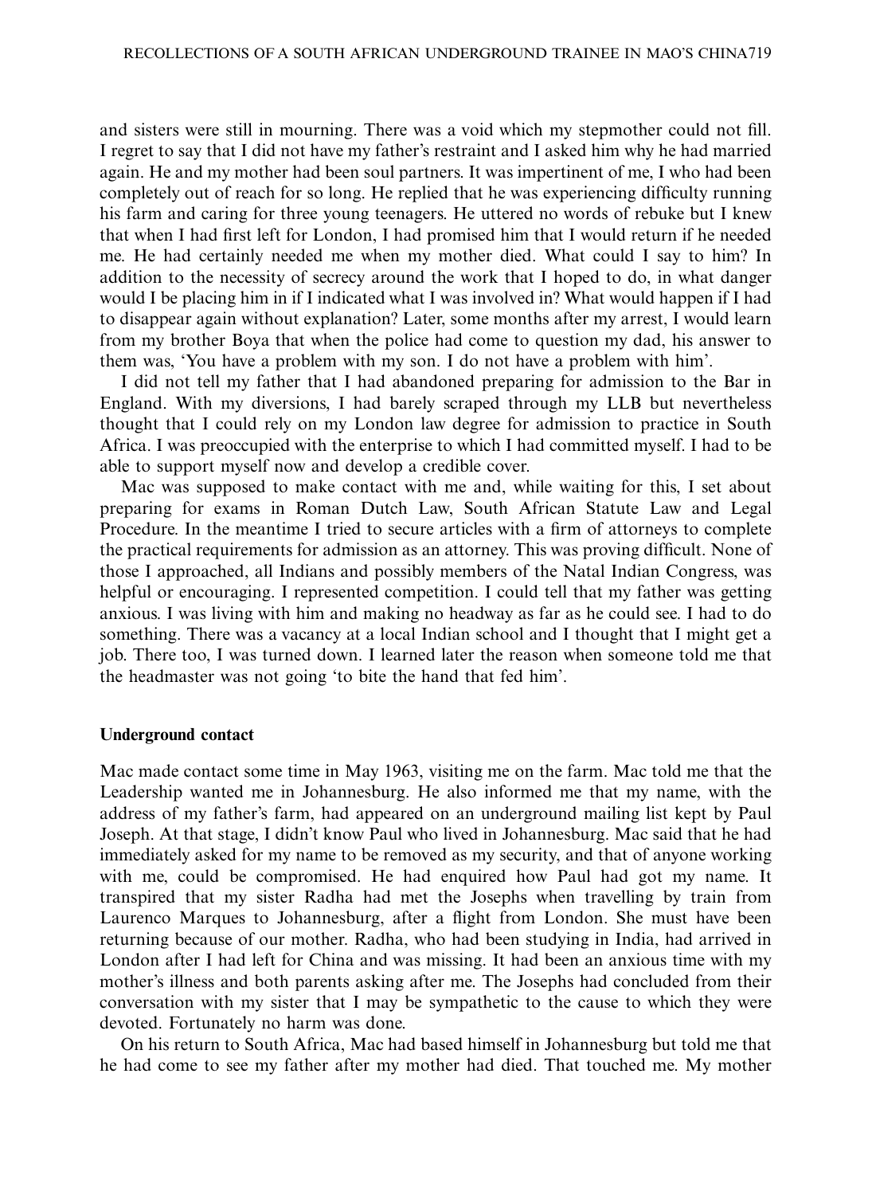and sisters were still in mourning. There was a void which my stepmother could not fill. I regret to say that I did not have my father's restraint and I asked him why he had married again. He and my mother had been soul partners. It was impertinent of me, I who had been completely out of reach for so long. He replied that he was experiencing difficulty running his farm and caring for three young teenagers. He uttered no words of rebuke but I knew that when I had first left for London, I had promised him that I would return if he needed me. He had certainly needed me when my mother died. What could I say to him? In addition to the necessity of secrecy around the work that I hoped to do, in what danger would I be placing him in if I indicated what I was involved in? What would happen if I had to disappear again without explanation? Later, some months after my arrest, I would learn from my brother Boya that when the police had come to question my dad, his answer to them was, 'You have a problem with my son. I do not have a problem with him'.

I did not tell my father that I had abandoned preparing for admission to the Bar in England. With my diversions, I had barely scraped through my LLB but nevertheless thought that I could rely on my London law degree for admission to practice in South Africa. I was preoccupied with the enterprise to which I had committed myself. I had to be able to support myself now and develop a credible cover.

Mac was supposed to make contact with me and, while waiting for this, I set about preparing for exams in Roman Dutch Law, South African Statute Law and Legal Procedure. In the meantime I tried to secure articles with a firm of attorneys to complete the practical requirements for admission as an attorney. This was proving difficult. None of those I approached, all Indians and possibly members of the Natal Indian Congress, was helpful or encouraging. I represented competition. I could tell that my father was getting anxious. I was living with him and making no headway as far as he could see. I had to do something. There was a vacancy at a local Indian school and I thought that I might get a job. There too, I was turned down. I learned later the reason when someone told me that the headmaster was not going 'to bite the hand that fed him'.

## Underground contact

Mac made contact some time in May 1963, visiting me on the farm. Mac told me that the Leadership wanted me in Johannesburg. He also informed me that my name, with the address of my father's farm, had appeared on an underground mailing list kept by Paul Joseph. At that stage, I didn't know Paul who lived in Johannesburg. Mac said that he had immediately asked for my name to be removed as my security, and that of anyone working with me, could be compromised. He had enquired how Paul had got my name. It transpired that my sister Radha had met the Josephs when travelling by train from Laurenco Marques to Johannesburg, after a flight from London. She must have been returning because of our mother. Radha, who had been studying in India, had arrived in London after I had left for China and was missing. It had been an anxious time with my mother's illness and both parents asking after me. The Josephs had concluded from their conversation with my sister that I may be sympathetic to the cause to which they were devoted. Fortunately no harm was done.

On his return to South Africa, Mac had based himself in Johannesburg but told me that he had come to see my father after my mother had died. That touched me. My mother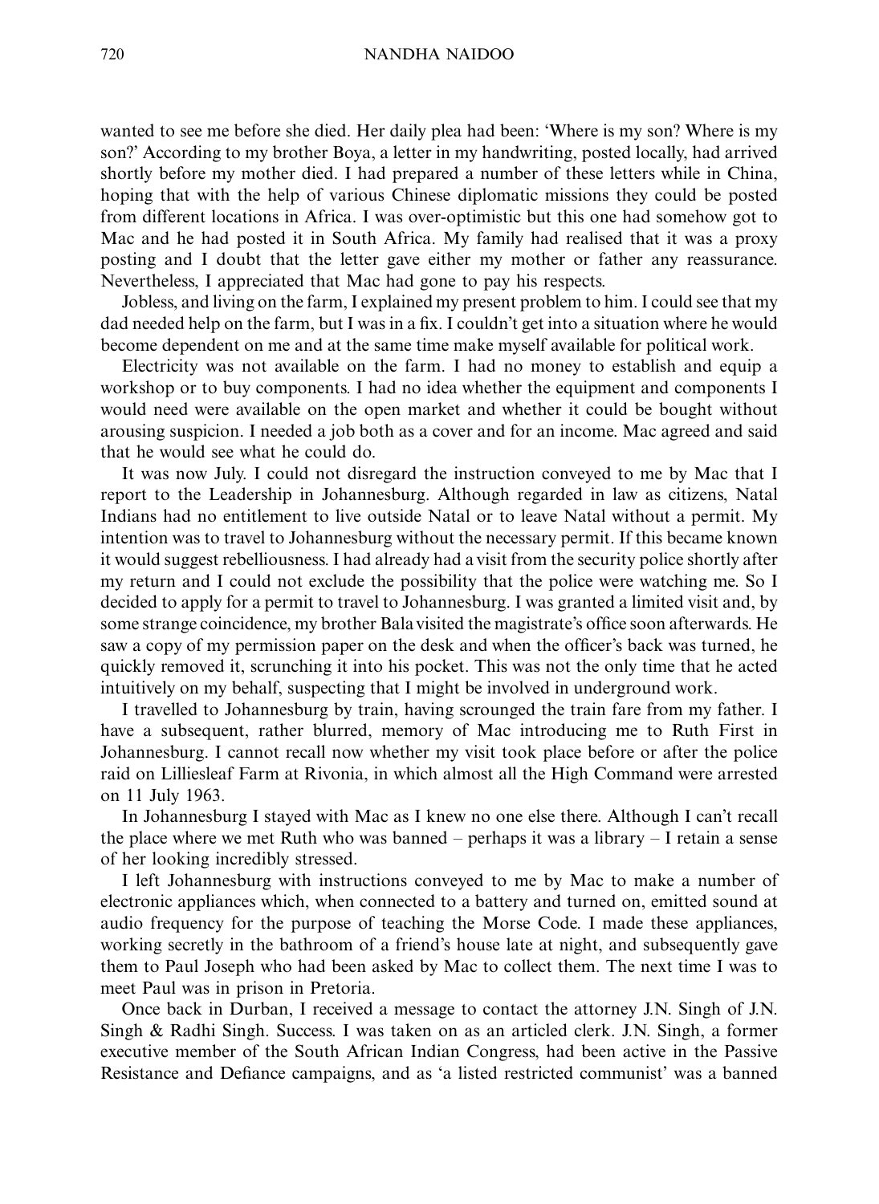wanted to see me before she died. Her daily plea had been: 'Where is my son? Where is my son?' According to my brother Boya, a letter in my handwriting, posted locally, had arrived shortly before my mother died. I had prepared a number of these letters while in China, hoping that with the help of various Chinese diplomatic missions they could be posted from different locations in Africa. I was over-optimistic but this one had somehow got to Mac and he had posted it in South Africa. My family had realised that it was a proxy posting and I doubt that the letter gave either my mother or father any reassurance. Nevertheless, I appreciated that Mac had gone to pay his respects.

Jobless, and living on the farm, I explained my present problem to him. I could see that my dad needed help on the farm, but I was in a fix. I couldn't get into a situation where he would become dependent on me and at the same time make myself available for political work.

Electricity was not available on the farm. I had no money to establish and equip a workshop or to buy components. I had no idea whether the equipment and components I would need were available on the open market and whether it could be bought without arousing suspicion. I needed a job both as a cover and for an income. Mac agreed and said that he would see what he could do.

It was now July. I could not disregard the instruction conveyed to me by Mac that I report to the Leadership in Johannesburg. Although regarded in law as citizens, Natal Indians had no entitlement to live outside Natal or to leave Natal without a permit. My intention was to travel to Johannesburg without the necessary permit. If this became known it would suggest rebelliousness. I had already had a visit from the security police shortly after my return and I could not exclude the possibility that the police were watching me. So I decided to apply for a permit to travel to Johannesburg. I was granted a limited visit and, by some strange coincidence, my brother Bala visited the magistrate's office soon afterwards. He saw a copy of my permission paper on the desk and when the officer's back was turned, he quickly removed it, scrunching it into his pocket. This was not the only time that he acted intuitively on my behalf, suspecting that I might be involved in underground work.

I travelled to Johannesburg by train, having scrounged the train fare from my father. I have a subsequent, rather blurred, memory of Mac introducing me to Ruth First in Johannesburg. I cannot recall now whether my visit took place before or after the police raid on Lilliesleaf Farm at Rivonia, in which almost all the High Command were arrested on 11 July 1963.

In Johannesburg I stayed with Mac as I knew no one else there. Although I can't recall the place where we met Ruth who was banned – perhaps it was a library – I retain a sense of her looking incredibly stressed.

I left Johannesburg with instructions conveyed to me by Mac to make a number of electronic appliances which, when connected to a battery and turned on, emitted sound at audio frequency for the purpose of teaching the Morse Code. I made these appliances, working secretly in the bathroom of a friend's house late at night, and subsequently gave them to Paul Joseph who had been asked by Mac to collect them. The next time I was to meet Paul was in prison in Pretoria.

Once back in Durban, I received a message to contact the attorney J.N. Singh of J.N. Singh & Radhi Singh. Success. I was taken on as an articled clerk. J.N. Singh, a former executive member of the South African Indian Congress, had been active in the Passive Resistance and Defiance campaigns, and as 'a listed restricted communist' was a banned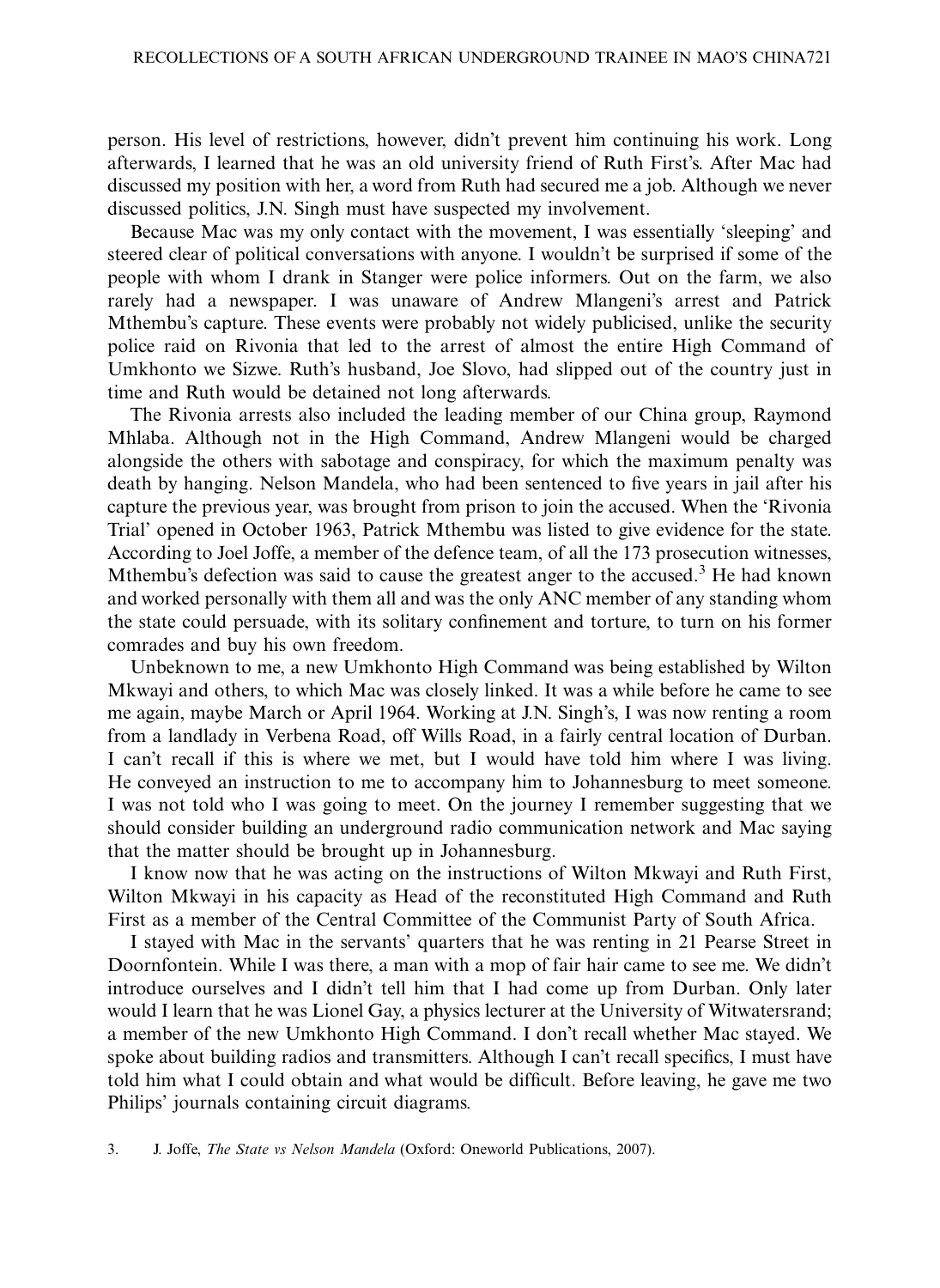person. His level of restrictions, however, didn't prevent him continuing his work. Long afterwards, I learned that he was an old university friend of Ruth First's. After Mac had discussed my position with her, a word from Ruth had secured me a job. Although we never discussed politics, J.N. Singh must have suspected my involvement.

Because Mac was my only contact with the movement, I was essentially 'sleeping' and steered clear of political conversations with anyone. I wouldn't be surprised if some of the people with whom I drank in Stanger were police informers. Out on the farm, we also rarely had a newspaper. I was unaware of Andrew Mlangeni's arrest and Patrick Mthembu's capture. These events were probably not widely publicised, unlike the security police raid on Rivonia that led to the arrest of almost the entire High Command of Umkhonto we Sizwe. Ruth's husband, Joe Slovo, had slipped out of the country just in time and Ruth would be detained not long afterwards.

The Rivonia arrests also included the leading member of our China group, Raymond Mhlaba. Although not in the High Command, Andrew Mlangeni would be charged alongside the others with sabotage and conspiracy, for which the maximum penalty was death by hanging. Nelson Mandela, who had been sentenced to five years in jail after his capture the previous year, was brought from prison to join the accused. When the 'Rivonia Trial' opened in October 1963, Patrick Mthembu was listed to give evidence for the state. According to Joel Joffe, a member of the defence team, of all the 173 prosecution witnesses, Mthembu's defection was said to cause the greatest anger to the accused.[3] He had known and worked personally with them all and was the only ANC member of any standing whom the state could persuade, with its solitary confinement and torture, to turn on his former comrades and buy his own freedom.

Unbeknown to me, a new Umkhonto High Command was being established by Wilton Mkwayi and others, to which Mac was closely linked. It was a while before he came to see me again, maybe March or April 1964. Working at J.N. Singh's, I was now renting a room from a landlady in Verbena Road, off Wills Road, in a fairly central location of Durban. I can't recall if this is where we met, but I would have told him where I was living. He conveyed an instruction to me to accompany him to Johannesburg to meet someone. I was not told who I was going to meet. On the journey I remember suggesting that we should consider building an underground radio communication network and Mac saying that the matter should be brought up in Johannesburg.

I know now that he was acting on the instructions of Wilton Mkwayi and Ruth First, Wilton Mkwayi in his capacity as Head of the reconstituted High Command and Ruth First as a member of the Central Committee of the Communist Party of South Africa.

I stayed with Mac in the servants' quarters that he was renting in 21 Pearse Street in Doornfontein. While I was there, a man with a mop of fair hair came to see me. We didn't introduce ourselves and I didn't tell him that I had come up from Durban. Only later would I learn that he was Lionel Gay, a physics lecturer at the University of Witwatersrand; a member of the new Umkhonto High Command. I don't recall whether Mac stayed. We spoke about building radios and transmitters. Although I can't recall specifics, I must have told him what I could obtain and what would be difficult. Before leaving, he gave me two Philips' journals containing circuit diagrams.

3. J. Joffe, *The State vs Nelson Mandela* (Oxford: Oneworld Publications, 2007).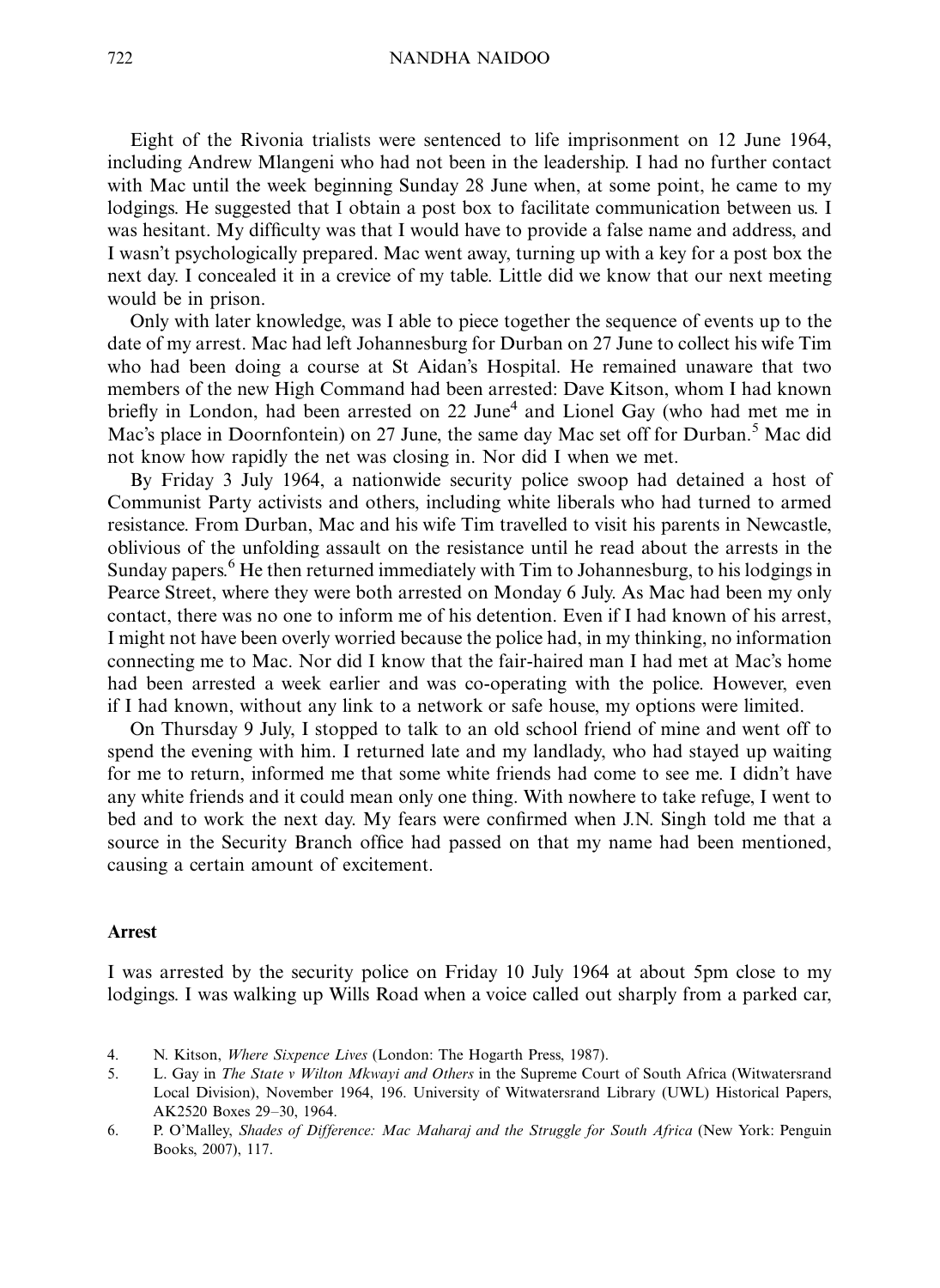Eight of the Rivonia trialists were sentenced to life imprisonment on 12 June 1964, including Andrew Mlangeni who had not been in the leadership. I had no further contact with Mac until the week beginning Sunday 28 June when, at some point, he came to my lodgings. He suggested that I obtain a post box to facilitate communication between us. I was hesitant. My difficulty was that I would have to provide a false name and address, and I wasn't psychologically prepared. Mac went away, turning up with a key for a post box the next day. I concealed it in a crevice of my table. Little did we know that our next meeting would be in prison.

Only with later knowledge, was I able to piece together the sequence of events up to the date of my arrest. Mac had left Johannesburg for Durban on 27 June to collect his wife Tim who had been doing a course at St Aidan's Hospital. He remained unaware that two members of the new High Command had been arrested: Dave Kitson, whom I had known briefly in London, had been arrested on 22 June[4] and Lionel Gay (who had met me in Mac's place in Doornfontein) on 27 June, the same day Mac set off for Durban.[5] Mac did not know how rapidly the net was closing in. Nor did I when we met.

By Friday 3 July 1964, a nationwide security police swoop had detained a host of Communist Party activists and others, including white liberals who had turned to armed resistance. From Durban, Mac and his wife Tim travelled to visit his parents in Newcastle, oblivious of the unfolding assault on the resistance until he read about the arrests in the Sunday papers.[6] He then returned immediately with Tim to Johannesburg, to his lodgings in Pearce Street, where they were both arrested on Monday 6 July. As Mac had been my only contact, there was no one to inform me of his detention. Even if I had known of his arrest, I might not have been overly worried because the police had, in my thinking, no information connecting me to Mac. Nor did I know that the fair-haired man I had met at Mac's home had been arrested a week earlier and was co-operating with the police. However, even if I had known, without any link to a network or safe house, my options were limited.

On Thursday 9 July, I stopped to talk to an old school friend of mine and went off to spend the evening with him. I returned late and my landlady, who had stayed up waiting for me to return, informed me that some white friends had come to see me. I didn't have any white friends and it could mean only one thing. With nowhere to take refuge, I went to bed and to work the next day. My fears were confirmed when J.N. Singh told me that a source in the Security Branch office had passed on that my name had been mentioned, causing a certain amount of excitement.

### Arrest

I was arrested by the security police on Friday 10 July 1964 at about 5pm close to my lodgings. I was walking up Wills Road when a voice called out sharply from a parked car,

4. N. Kitson, *Where Sixpence Lives* (London: The Hogarth Press, 1987).
5. L. Gay in *The State v Wilton Mkwayi and Others* in the Supreme Court of South Africa (Witwatersrand Local Division), November 1964, 196. University of Witwatersrand Library (UWL) Historical Papers, AK2520 Boxes 29–30, 1964.
6. P. O'Malley, *Shades of Difference: Mac Maharaj and the Struggle for South Africa* (New York: Penguin Books, 2007), 117.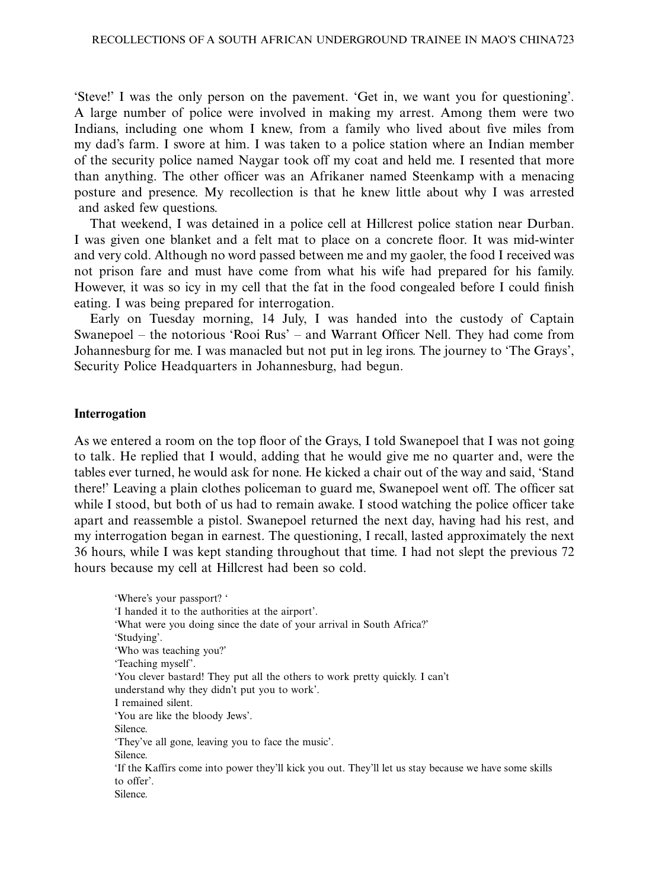'Steve!' I was the only person on the pavement. 'Get in, we want you for questioning'. A large number of police were involved in making my arrest. Among them were two Indians, including one whom I knew, from a family who lived about five miles from my dad's farm. I swore at him. I was taken to a police station where an Indian member of the security police named Naygar took off my coat and held me. I resented that more than anything. The other officer was an Afrikaner named Steenkamp with a menacing posture and presence. My recollection is that he knew little about why I was arrested and asked few questions.

That weekend, I was detained in a police cell at Hillcrest police station near Durban. I was given one blanket and a felt mat to place on a concrete floor. It was mid-winter and very cold. Although no word passed between me and my gaoler, the food I received was not prison fare and must have come from what his wife had prepared for his family. However, it was so icy in my cell that the fat in the food congealed before I could finish eating. I was being prepared for interrogation.

Early on Tuesday morning, 14 July, I was handed into the custody of Captain Swanepoel – the notorious 'Rooi Rus' – and Warrant Officer Nell. They had come from Johannesburg for me. I was manacled but not put in leg irons. The journey to 'The Grays', Security Police Headquarters in Johannesburg, had begun.

## Interrogation

As we entered a room on the top floor of the Grays, I told Swanepoel that I was not going to talk. He replied that I would, adding that he would give me no quarter and, were the tables ever turned, he would ask for none. He kicked a chair out of the way and said, 'Stand there!' Leaving a plain clothes policeman to guard me, Swanepoel went off. The officer sat while I stood, but both of us had to remain awake. I stood watching the police officer take apart and reassemble a pistol. Swanepoel returned the next day, having had his rest, and my interrogation began in earnest. The questioning, I recall, lasted approximately the next 36 hours, while I was kept standing throughout that time. I had not slept the previous 72 hours because my cell at Hillcrest had been so cold.

> 'Where's your passport? '
> 'I handed it to the authorities at the airport'.
> 'What were you doing since the date of your arrival in South Africa?'
> 'Studying'.
> 'Who was teaching you?'
> 'Teaching myself'.
> 'You clever bastard! They put all the others to work pretty quickly. I can't understand why they didn't put you to work'.
> I remained silent.
> 'You are like the bloody Jews'.
> Silence.
> 'They've all gone, leaving you to face the music'.
> Silence.
> 'If the Kaffirs come into power they'll kick you out. They'll let us stay because we have some skills to offer'.
> Silence.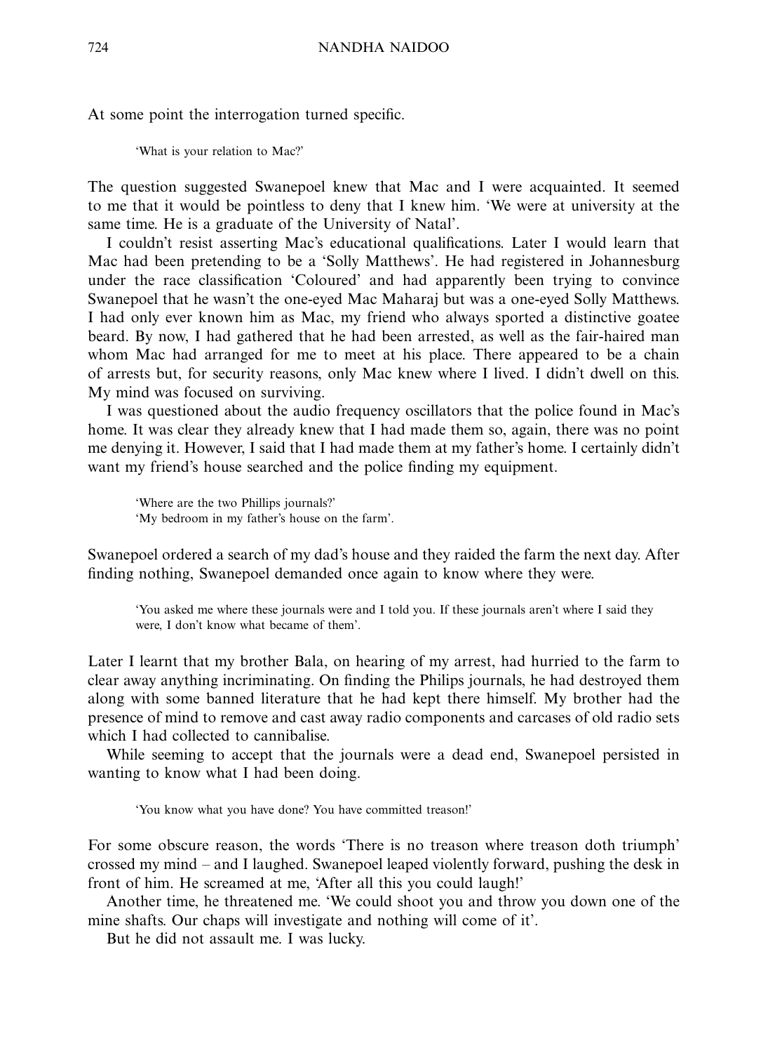At some point the interrogation turned specific.

> 'What is your relation to Mac?'

The question suggested Swanepoel knew that Mac and I were acquainted. It seemed to me that it would be pointless to deny that I knew him. 'We were at university at the same time. He is a graduate of the University of Natal'.

I couldn't resist asserting Mac's educational qualifications. Later I would learn that Mac had been pretending to be a 'Solly Matthews'. He had registered in Johannesburg under the race classification 'Coloured' and had apparently been trying to convince Swanepoel that he wasn't the one-eyed Mac Maharaj but was a one-eyed Solly Matthews. I had only ever known him as Mac, my friend who always sported a distinctive goatee beard. By now, I had gathered that he had been arrested, as well as the fair-haired man whom Mac had arranged for me to meet at his place. There appeared to be a chain of arrests but, for security reasons, only Mac knew where I lived. I didn't dwell on this. My mind was focused on surviving.

I was questioned about the audio frequency oscillators that the police found in Mac's home. It was clear they already knew that I had made them so, again, there was no point me denying it. However, I said that I had made them at my father's home. I certainly didn't want my friend's house searched and the police finding my equipment.

> 'Where are the two Phillips journals?'
> 'My bedroom in my father's house on the farm'.

Swanepoel ordered a search of my dad's house and they raided the farm the next day. After finding nothing, Swanepoel demanded once again to know where they were.

> 'You asked me where these journals were and I told you. If these journals aren't where I said they were, I don't know what became of them'.

Later I learnt that my brother Bala, on hearing of my arrest, had hurried to the farm to clear away anything incriminating. On finding the Philips journals, he had destroyed them along with some banned literature that he had kept there himself. My brother had the presence of mind to remove and cast away radio components and carcases of old radio sets which I had collected to cannibalise.

While seeming to accept that the journals were a dead end, Swanepoel persisted in wanting to know what I had been doing.

> 'You know what you have done? You have committed treason!'

For some obscure reason, the words 'There is no treason where treason doth triumph' crossed my mind – and I laughed. Swanepoel leaped violently forward, pushing the desk in front of him. He screamed at me, 'After all this you could laugh!'

Another time, he threatened me. 'We could shoot you and throw you down one of the mine shafts. Our chaps will investigate and nothing will come of it'.

But he did not assault me. I was lucky.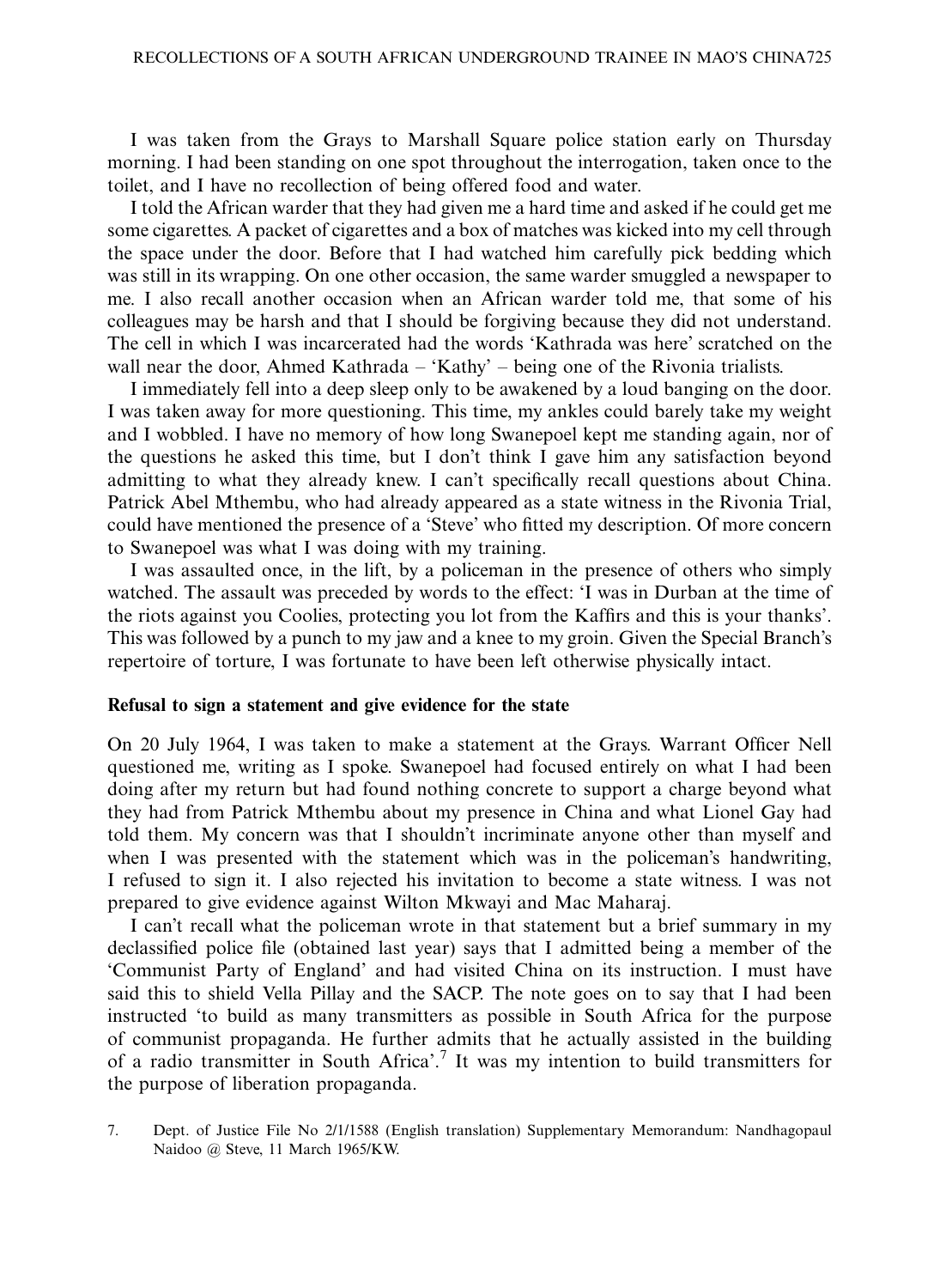I was taken from the Grays to Marshall Square police station early on Thursday morning. I had been standing on one spot throughout the interrogation, taken once to the toilet, and I have no recollection of being offered food and water.

I told the African warder that they had given me a hard time and asked if he could get me some cigarettes. A packet of cigarettes and a box of matches was kicked into my cell through the space under the door. Before that I had watched him carefully pick bedding which was still in its wrapping. On one other occasion, the same warder smuggled a newspaper to me. I also recall another occasion when an African warder told me, that some of his colleagues may be harsh and that I should be forgiving because they did not understand. The cell in which I was incarcerated had the words 'Kathrada was here' scratched on the wall near the door, Ahmed Kathrada – 'Kathy' – being one of the Rivonia trialists.

I immediately fell into a deep sleep only to be awakened by a loud banging on the door. I was taken away for more questioning. This time, my ankles could barely take my weight and I wobbled. I have no memory of how long Swanepoel kept me standing again, nor of the questions he asked this time, but I don't think I gave him any satisfaction beyond admitting to what they already knew. I can't specifically recall questions about China. Patrick Abel Mthembu, who had already appeared as a state witness in the Rivonia Trial, could have mentioned the presence of a 'Steve' who fitted my description. Of more concern to Swanepoel was what I was doing with my training.

I was assaulted once, in the lift, by a policeman in the presence of others who simply watched. The assault was preceded by words to the effect: 'I was in Durban at the time of the riots against you Coolies, protecting you lot from the Kaffirs and this is your thanks'. This was followed by a punch to my jaw and a knee to my groin. Given the Special Branch's repertoire of torture, I was fortunate to have been left otherwise physically intact.

### Refusal to sign a statement and give evidence for the state

On 20 July 1964, I was taken to make a statement at the Grays. Warrant Officer Nell questioned me, writing as I spoke. Swanepoel had focused entirely on what I had been doing after my return but had found nothing concrete to support a charge beyond what they had from Patrick Mthembu about my presence in China and what Lionel Gay had told them. My concern was that I shouldn't incriminate anyone other than myself and when I was presented with the statement which was in the policeman's handwriting, I refused to sign it. I also rejected his invitation to become a state witness. I was not prepared to give evidence against Wilton Mkwayi and Mac Maharaj.

I can't recall what the policeman wrote in that statement but a brief summary in my declassified police file (obtained last year) says that I admitted being a member of the 'Communist Party of England' and had visited China on its instruction. I must have said this to shield Vella Pillay and the SACP. The note goes on to say that I had been instructed 'to build as many transmitters as possible in South Africa for the purpose of communist propaganda. He further admits that he actually assisted in the building of a radio transmitter in South Africa'.[7] It was my intention to build transmitters for the purpose of liberation propaganda.

7. Dept. of Justice File No 2/1/1588 (English translation) Supplementary Memorandum: Nandhagopaul Naidoo @ Steve, 11 March 1965/KW.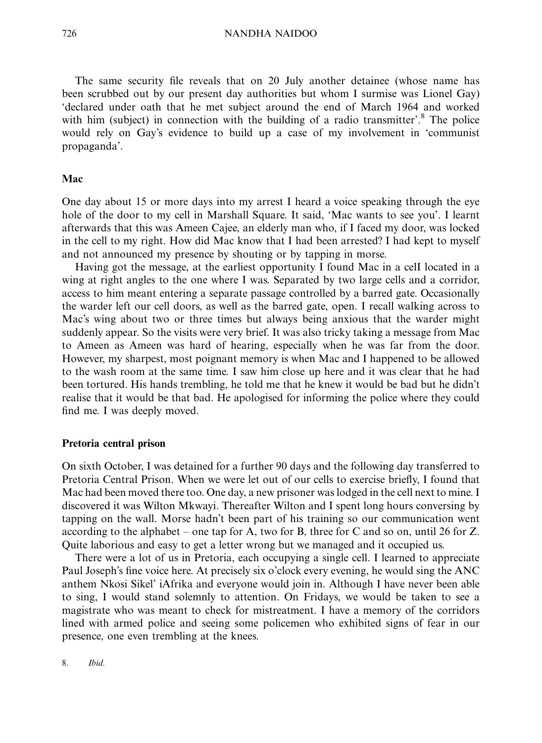The same security file reveals that on 20 July another detainee (whose name has been scrubbed out by our present day authorities but whom I surmise was Lionel Gay) 'declared under oath that he met subject around the end of March 1964 and worked with him (subject) in connection with the building of a radio transmitter'.[8] The police would rely on Gay's evidence to build up a case of my involvement in 'communist propaganda'.

## Mac

One day about 15 or more days into my arrest I heard a voice speaking through the eye hole of the door to my cell in Marshall Square. It said, 'Mac wants to see you'. I learnt afterwards that this was Ameen Cajee, an elderly man who, if I faced my door, was locked in the cell to my right. How did Mac know that I had been arrested? I had kept to myself and not announced my presence by shouting or by tapping in morse.

Having got the message, at the earliest opportunity I found Mac in a cell located in a wing at right angles to the one where I was. Separated by two large cells and a corridor, access to him meant entering a separate passage controlled by a barred gate. Occasionally the warder left our cell doors, as well as the barred gate, open. I recall walking across to Mac's wing about two or three times but always being anxious that the warder might suddenly appear. So the visits were very brief. It was also tricky taking a message from Mac to Ameen as Ameen was hard of hearing, especially when he was far from the door. However, my sharpest, most poignant memory is when Mac and I happened to be allowed to the wash room at the same time. I saw him close up here and it was clear that he had been tortured. His hands trembling, he told me that he knew it would be bad but he didn't realise that it would be that bad. He apologised for informing the police where they could find me. I was deeply moved.

## Pretoria central prison

On sixth October, I was detained for a further 90 days and the following day transferred to Pretoria Central Prison. When we were let out of our cells to exercise briefly, I found that Mac had been moved there too. One day, a new prisoner was lodged in the cell next to mine. I discovered it was Wilton Mkwayi. Thereafter Wilton and I spent long hours conversing by tapping on the wall. Morse hadn't been part of his training so our communication went according to the alphabet – one tap for A, two for B, three for C and so on, until 26 for Z. Quite laborious and easy to get a letter wrong but we managed and it occupied us.

There were a lot of us in Pretoria, each occupying a single cell. I learned to appreciate Paul Joseph's fine voice here. At precisely six o'clock every evening, he would sing the ANC anthem Nkosi Sikel' iAfrika and everyone would join in. Although I have never been able to sing, I would stand solemnly to attention. On Fridays, we would be taken to see a magistrate who was meant to check for mistreatment. I have a memory of the corridors lined with armed police and seeing some policemen who exhibited signs of fear in our presence, one even trembling at the knees.

8. *Ibid.*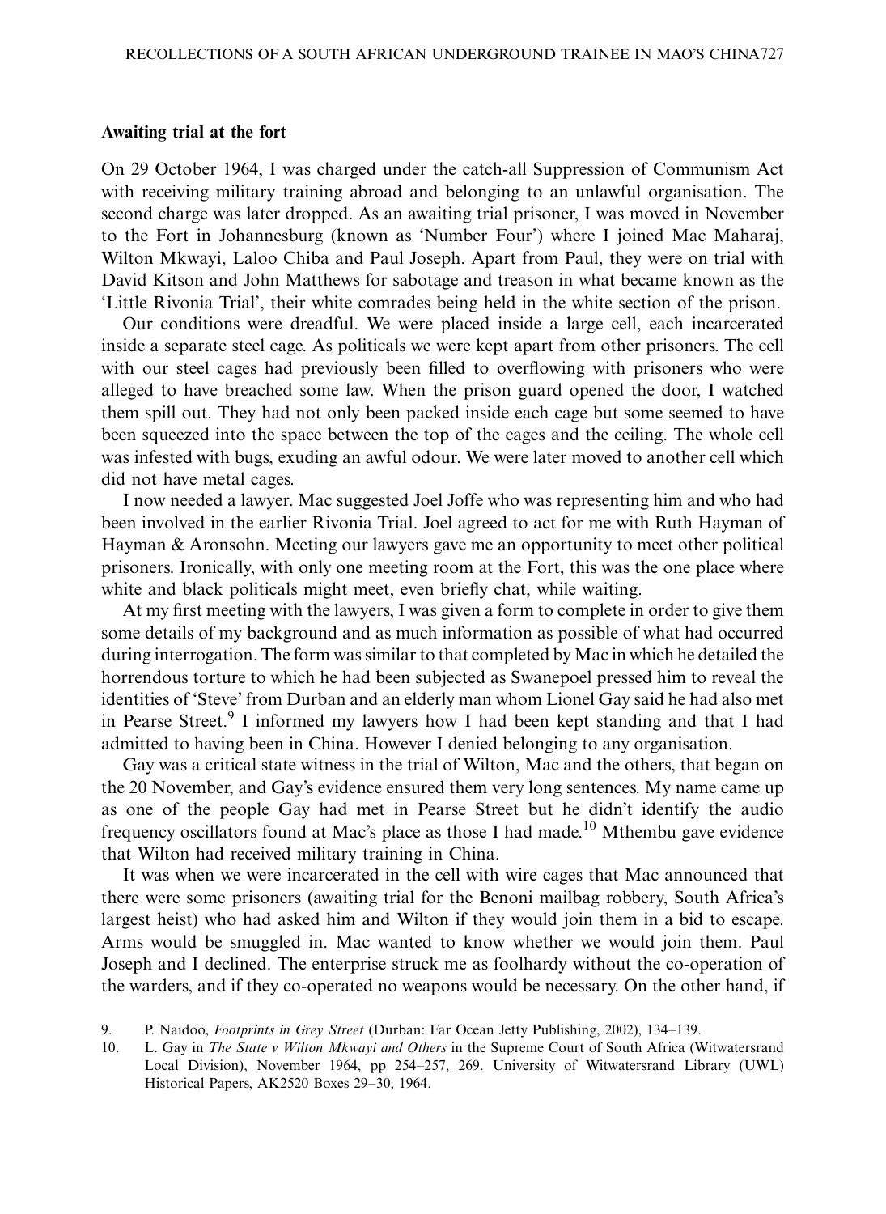### Awaiting trial at the fort

On 29 October 1964, I was charged under the catch-all Suppression of Communism Act with receiving military training abroad and belonging to an unlawful organisation. The second charge was later dropped. As an awaiting trial prisoner, I was moved in November to the Fort in Johannesburg (known as 'Number Four') where I joined Mac Maharaj, Wilton Mkwayi, Laloo Chiba and Paul Joseph. Apart from Paul, they were on trial with David Kitson and John Matthews for sabotage and treason in what became known as the 'Little Rivonia Trial', their white comrades being held in the white section of the prison.

Our conditions were dreadful. We were placed inside a large cell, each incarcerated inside a separate steel cage. As politicals we were kept apart from other prisoners. The cell with our steel cages had previously been filled to overflowing with prisoners who were alleged to have breached some law. When the prison guard opened the door, I watched them spill out. They had not only been packed inside each cage but some seemed to have been squeezed into the space between the top of the cages and the ceiling. The whole cell was infested with bugs, exuding an awful odour. We were later moved to another cell which did not have metal cages.

I now needed a lawyer. Mac suggested Joel Joffe who was representing him and who had been involved in the earlier Rivonia Trial. Joel agreed to act for me with Ruth Hayman of Hayman & Aronsohn. Meeting our lawyers gave me an opportunity to meet other political prisoners. Ironically, with only one meeting room at the Fort, this was the one place where white and black politicals might meet, even briefly chat, while waiting.

At my first meeting with the lawyers, I was given a form to complete in order to give them some details of my background and as much information as possible of what had occurred during interrogation. The form was similar to that completed by Mac in which he detailed the horrendous torture to which he had been subjected as Swanepoel pressed him to reveal the identities of 'Steve' from Durban and an elderly man whom Lionel Gay said he had also met in Pearse Street.[9] I informed my lawyers how I had been kept standing and that I had admitted to having been in China. However I denied belonging to any organisation.

Gay was a critical state witness in the trial of Wilton, Mac and the others, that began on the 20 November, and Gay's evidence ensured them very long sentences. My name came up as one of the people Gay had met in Pearse Street but he didn't identify the audio frequency oscillators found at Mac's place as those I had made.[10] Mthembu gave evidence that Wilton had received military training in China.

It was when we were incarcerated in the cell with wire cages that Mac announced that there were some prisoners (awaiting trial for the Benoni mailbag robbery, South Africa's largest heist) who had asked him and Wilton if they would join them in a bid to escape. Arms would be smuggled in. Mac wanted to know whether we would join them. Paul Joseph and I declined. The enterprise struck me as foolhardy without the co-operation of the warders, and if they co-operated no weapons would be necessary. On the other hand, if

9. P. Naidoo, *Footprints in Grey Street* (Durban: Far Ocean Jetty Publishing, 2002), 134–139.

10. L. Gay in *The State v Wilton Mkwayi and Others* in the Supreme Court of South Africa (Witwatersrand Local Division), November 1964, pp 254–257, 269. University of Witwatersrand Library (UWL) Historical Papers, AK2520 Boxes 29–30, 1964.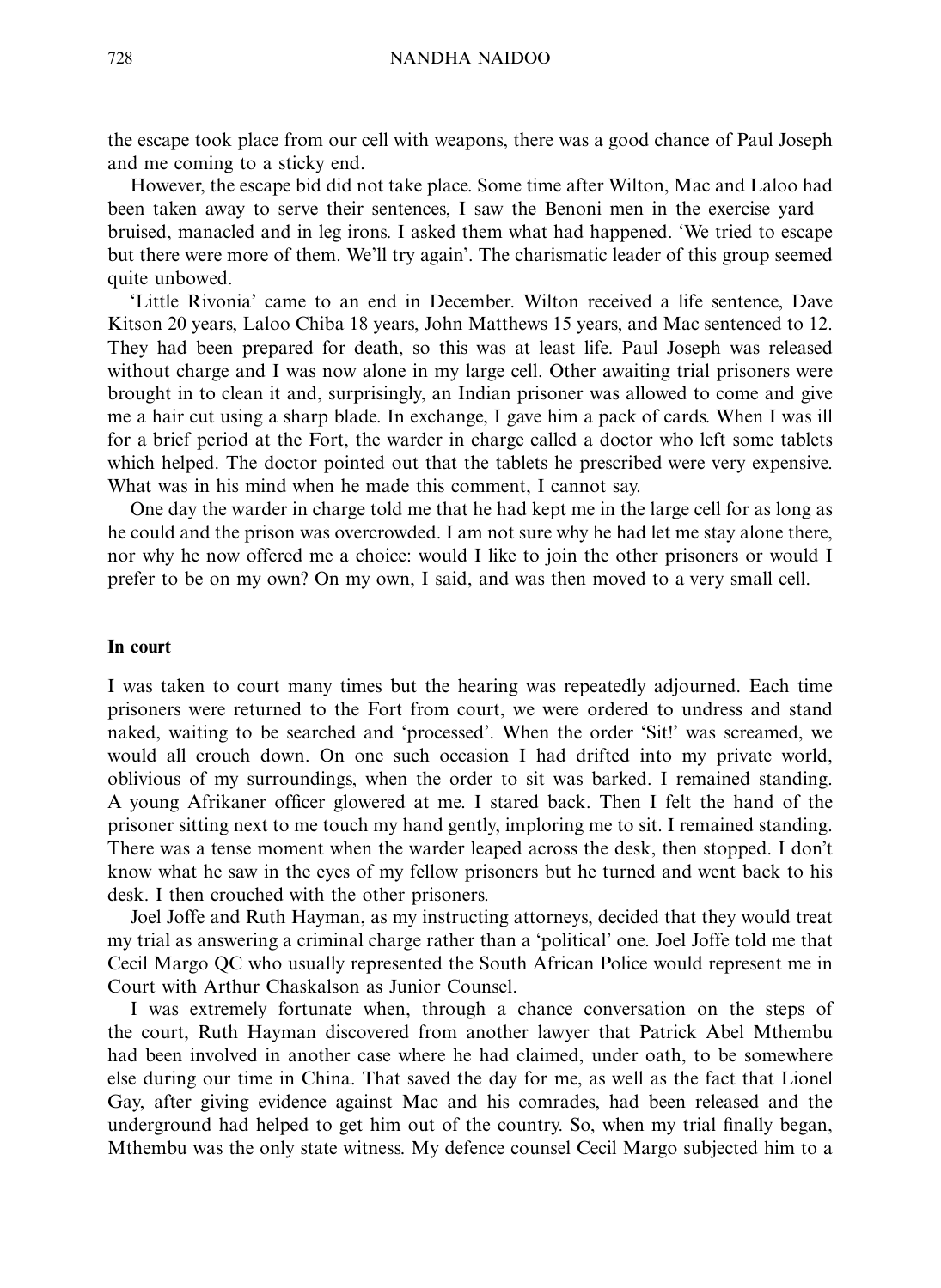the escape took place from our cell with weapons, there was a good chance of Paul Joseph and me coming to a sticky end.

However, the escape bid did not take place. Some time after Wilton, Mac and Laloo had been taken away to serve their sentences, I saw the Benoni men in the exercise yard – bruised, manacled and in leg irons. I asked them what had happened. 'We tried to escape but there were more of them. We'll try again'. The charismatic leader of this group seemed quite unbowed.

'Little Rivonia' came to an end in December. Wilton received a life sentence, Dave Kitson 20 years, Laloo Chiba 18 years, John Matthews 15 years, and Mac sentenced to 12. They had been prepared for death, so this was at least life. Paul Joseph was released without charge and I was now alone in my large cell. Other awaiting trial prisoners were brought in to clean it and, surprisingly, an Indian prisoner was allowed to come and give me a hair cut using a sharp blade. In exchange, I gave him a pack of cards. When I was ill for a brief period at the Fort, the warder in charge called a doctor who left some tablets which helped. The doctor pointed out that the tablets he prescribed were very expensive. What was in his mind when he made this comment, I cannot say.

One day the warder in charge told me that he had kept me in the large cell for as long as he could and the prison was overcrowded. I am not sure why he had let me stay alone there, nor why he now offered me a choice: would I like to join the other prisoners or would I prefer to be on my own? On my own, I said, and was then moved to a very small cell.

## In court

I was taken to court many times but the hearing was repeatedly adjourned. Each time prisoners were returned to the Fort from court, we were ordered to undress and stand naked, waiting to be searched and 'processed'. When the order 'Sit!' was screamed, we would all crouch down. On one such occasion I had drifted into my private world, oblivious of my surroundings, when the order to sit was barked. I remained standing. A young Afrikaner officer glowered at me. I stared back. Then I felt the hand of the prisoner sitting next to me touch my hand gently, imploring me to sit. I remained standing. There was a tense moment when the warder leaped across the desk, then stopped. I don't know what he saw in the eyes of my fellow prisoners but he turned and went back to his desk. I then crouched with the other prisoners.

Joel Joffe and Ruth Hayman, as my instructing attorneys, decided that they would treat my trial as answering a criminal charge rather than a 'political' one. Joel Joffe told me that Cecil Margo QC who usually represented the South African Police would represent me in Court with Arthur Chaskalson as Junior Counsel.

I was extremely fortunate when, through a chance conversation on the steps of the court, Ruth Hayman discovered from another lawyer that Patrick Abel Mthembu had been involved in another case where he had claimed, under oath, to be somewhere else during our time in China. That saved the day for me, as well as the fact that Lionel Gay, after giving evidence against Mac and his comrades, had been released and the underground had helped to get him out of the country. So, when my trial finally began, Mthembu was the only state witness. My defence counsel Cecil Margo subjected him to a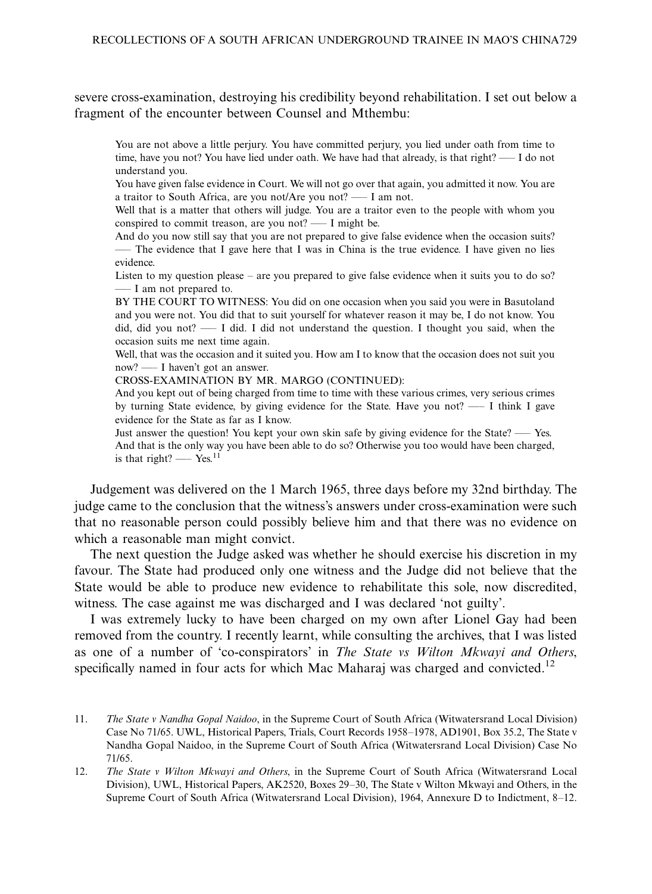severe cross-examination, destroying his credibility beyond rehabilitation. I set out below a fragment of the encounter between Counsel and Mthembu:

> You are not above a little perjury. You have committed perjury, you lied under oath from time to time, have you not? You have lied under oath. We have had that already, is that right? —– I do not understand you.
>
> You have given false evidence in Court. We will not go over that again, you admitted it now. You are a traitor to South Africa, are you not/Are you not? —– I am not.
>
> Well that is a matter that others will judge. You are a traitor even to the people with whom you conspired to commit treason, are you not? —– I might be.
>
> And do you now still say that you are not prepared to give false evidence when the occasion suits? —– The evidence that I gave here that I was in China is the true evidence. I have given no lies evidence.
>
> Listen to my question please – are you prepared to give false evidence when it suits you to do so? —– I am not prepared to.
>
> BY THE COURT TO WITNESS: You did on one occasion when you said you were in Basutoland and you were not. You did that to suit yourself for whatever reason it may be, I do not know. You did, did you not? —– I did. I did not understand the question. I thought you said, when the occasion suits me next time again.
>
> Well, that was the occasion and it suited you. How am I to know that the occasion does not suit you now? —– I haven't got an answer.
>
> CROSS-EXAMINATION BY MR. MARGO (CONTINUED):
>
> And you kept out of being charged from time to time with these various crimes, very serious crimes by turning State evidence, by giving evidence for the State. Have you not? —– I think I gave evidence for the State as far as I know.
>
> Just answer the question! You kept your own skin safe by giving evidence for the State? —– Yes.
>
> And that is the only way you have been able to do so? Otherwise you too would have been charged, is that right? —– Yes.[11]

Judgement was delivered on the 1 March 1965, three days before my 32nd birthday. The judge came to the conclusion that the witness's answers under cross-examination were such that no reasonable person could possibly believe him and that there was no evidence on which a reasonable man might convict.

The next question the Judge asked was whether he should exercise his discretion in my favour. The State had produced only one witness and the Judge did not believe that the State would be able to produce new evidence to rehabilitate this sole, now discredited, witness. The case against me was discharged and I was declared 'not guilty'.

I was extremely lucky to have been charged on my own after Lionel Gay had been removed from the country. I recently learnt, while consulting the archives, that I was listed as one of a number of 'co-conspirators' in *The State vs Wilton Mkwayi and Others*, specifically named in four acts for which Mac Maharaj was charged and convicted.[12]

---

11. *The State v Nandha Gopal Naidoo*, in the Supreme Court of South Africa (Witwatersrand Local Division) Case No 71/65. UWL, Historical Papers, Trials, Court Records 1958–1978, AD1901, Box 35.2, The State v Nandha Gopal Naidoo, in the Supreme Court of South Africa (Witwatersrand Local Division) Case No 71/65.

12. *The State v Wilton Mkwayi and Others*, in the Supreme Court of South Africa (Witwatersrand Local Division), UWL, Historical Papers, AK2520, Boxes 29–30, The State v Wilton Mkwayi and Others, in the Supreme Court of South Africa (Witwatersrand Local Division), 1964, Annexure D to Indictment, 8–12.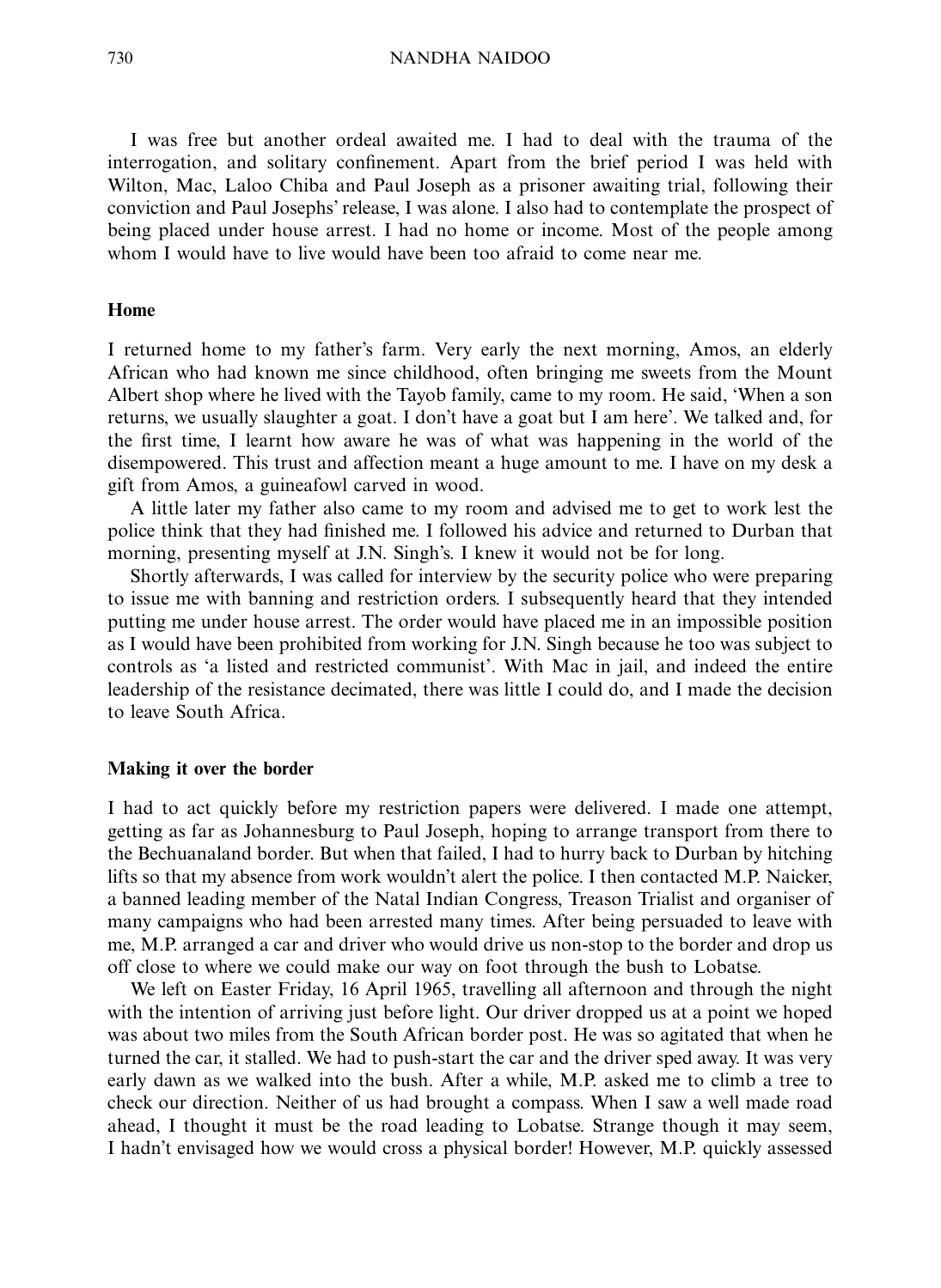I was free but another ordeal awaited me. I had to deal with the trauma of the interrogation, and solitary confinement. Apart from the brief period I was held with Wilton, Mac, Laloo Chiba and Paul Joseph as a prisoner awaiting trial, following their conviction and Paul Josephs' release, I was alone. I also had to contemplate the prospect of being placed under house arrest. I had no home or income. Most of the people among whom I would have to live would have been too afraid to come near me.

## Home

I returned home to my father's farm. Very early the next morning, Amos, an elderly African who had known me since childhood, often bringing me sweets from the Mount Albert shop where he lived with the Tayob family, came to my room. He said, 'When a son returns, we usually slaughter a goat. I don't have a goat but I am here'. We talked and, for the first time, I learnt how aware he was of what was happening in the world of the disempowered. This trust and affection meant a huge amount to me. I have on my desk a gift from Amos, a guineafowl carved in wood.

A little later my father also came to my room and advised me to get to work lest the police think that they had finished me. I followed his advice and returned to Durban that morning, presenting myself at J.N. Singh's. I knew it would not be for long.

Shortly afterwards, I was called for interview by the security police who were preparing to issue me with banning and restriction orders. I subsequently heard that they intended putting me under house arrest. The order would have placed me in an impossible position as I would have been prohibited from working for J.N. Singh because he too was subject to controls as 'a listed and restricted communist'. With Mac in jail, and indeed the entire leadership of the resistance decimated, there was little I could do, and I made the decision to leave South Africa.

## Making it over the border

I had to act quickly before my restriction papers were delivered. I made one attempt, getting as far as Johannesburg to Paul Joseph, hoping to arrange transport from there to the Bechuanaland border. But when that failed, I had to hurry back to Durban by hitching lifts so that my absence from work wouldn't alert the police. I then contacted M.P. Naicker, a banned leading member of the Natal Indian Congress, Treason Trialist and organiser of many campaigns who had been arrested many times. After being persuaded to leave with me, M.P. arranged a car and driver who would drive us non-stop to the border and drop us off close to where we could make our way on foot through the bush to Lobatse.

We left on Easter Friday, 16 April 1965, travelling all afternoon and through the night with the intention of arriving just before light. Our driver dropped us at a point we hoped was about two miles from the South African border post. He was so agitated that when he turned the car, it stalled. We had to push-start the car and the driver sped away. It was very early dawn as we walked into the bush. After a while, M.P. asked me to climb a tree to check our direction. Neither of us had brought a compass. When I saw a well made road ahead, I thought it must be the road leading to Lobatse. Strange though it may seem, I hadn't envisaged how we would cross a physical border! However, M.P. quickly assessed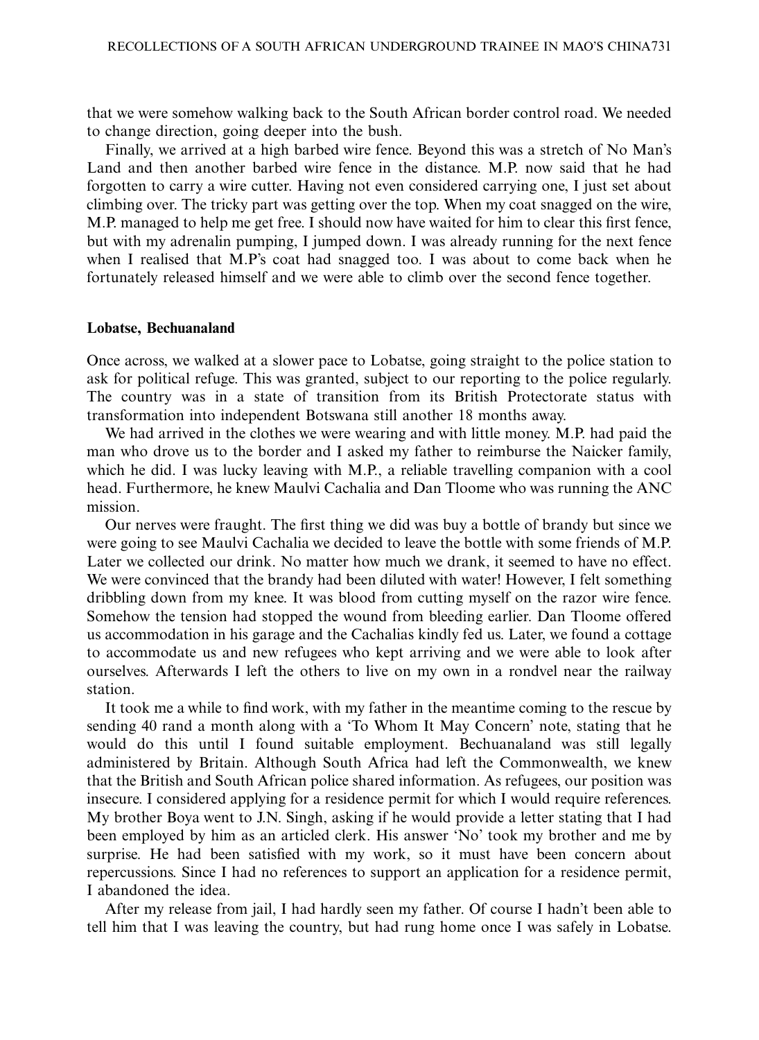that we were somehow walking back to the South African border control road. We needed to change direction, going deeper into the bush.

Finally, we arrived at a high barbed wire fence. Beyond this was a stretch of No Man's Land and then another barbed wire fence in the distance. M.P. now said that he had forgotten to carry a wire cutter. Having not even considered carrying one, I just set about climbing over. The tricky part was getting over the top. When my coat snagged on the wire, M.P. managed to help me get free. I should now have waited for him to clear this first fence, but with my adrenalin pumping, I jumped down. I was already running for the next fence when I realised that M.P's coat had snagged too. I was about to come back when he fortunately released himself and we were able to climb over the second fence together.

**Lobatse, Bechuanaland**

Once across, we walked at a slower pace to Lobatse, going straight to the police station to ask for political refuge. This was granted, subject to our reporting to the police regularly. The country was in a state of transition from its British Protectorate status with transformation into independent Botswana still another 18 months away.

We had arrived in the clothes we were wearing and with little money. M.P. had paid the man who drove us to the border and I asked my father to reimburse the Naicker family, which he did. I was lucky leaving with M.P., a reliable travelling companion with a cool head. Furthermore, he knew Maulvi Cachalia and Dan Tloome who was running the ANC mission.

Our nerves were fraught. The first thing we did was buy a bottle of brandy but since we were going to see Maulvi Cachalia we decided to leave the bottle with some friends of M.P. Later we collected our drink. No matter how much we drank, it seemed to have no effect. We were convinced that the brandy had been diluted with water! However, I felt something dribbling down from my knee. It was blood from cutting myself on the razor wire fence. Somehow the tension had stopped the wound from bleeding earlier. Dan Tloome offered us accommodation in his garage and the Cachalias kindly fed us. Later, we found a cottage to accommodate us and new refugees who kept arriving and we were able to look after ourselves. Afterwards I left the others to live on my own in a rondvel near the railway station.

It took me a while to find work, with my father in the meantime coming to the rescue by sending 40 rand a month along with a 'To Whom It May Concern' note, stating that he would do this until I found suitable employment. Bechuanaland was still legally administered by Britain. Although South Africa had left the Commonwealth, we knew that the British and South African police shared information. As refugees, our position was insecure. I considered applying for a residence permit for which I would require references. My brother Boya went to J.N. Singh, asking if he would provide a letter stating that I had been employed by him as an articled clerk. His answer 'No' took my brother and me by surprise. He had been satisfied with my work, so it must have been concern about repercussions. Since I had no references to support an application for a residence permit, I abandoned the idea.

After my release from jail, I had hardly seen my father. Of course I hadn't been able to tell him that I was leaving the country, but had rung home once I was safely in Lobatse.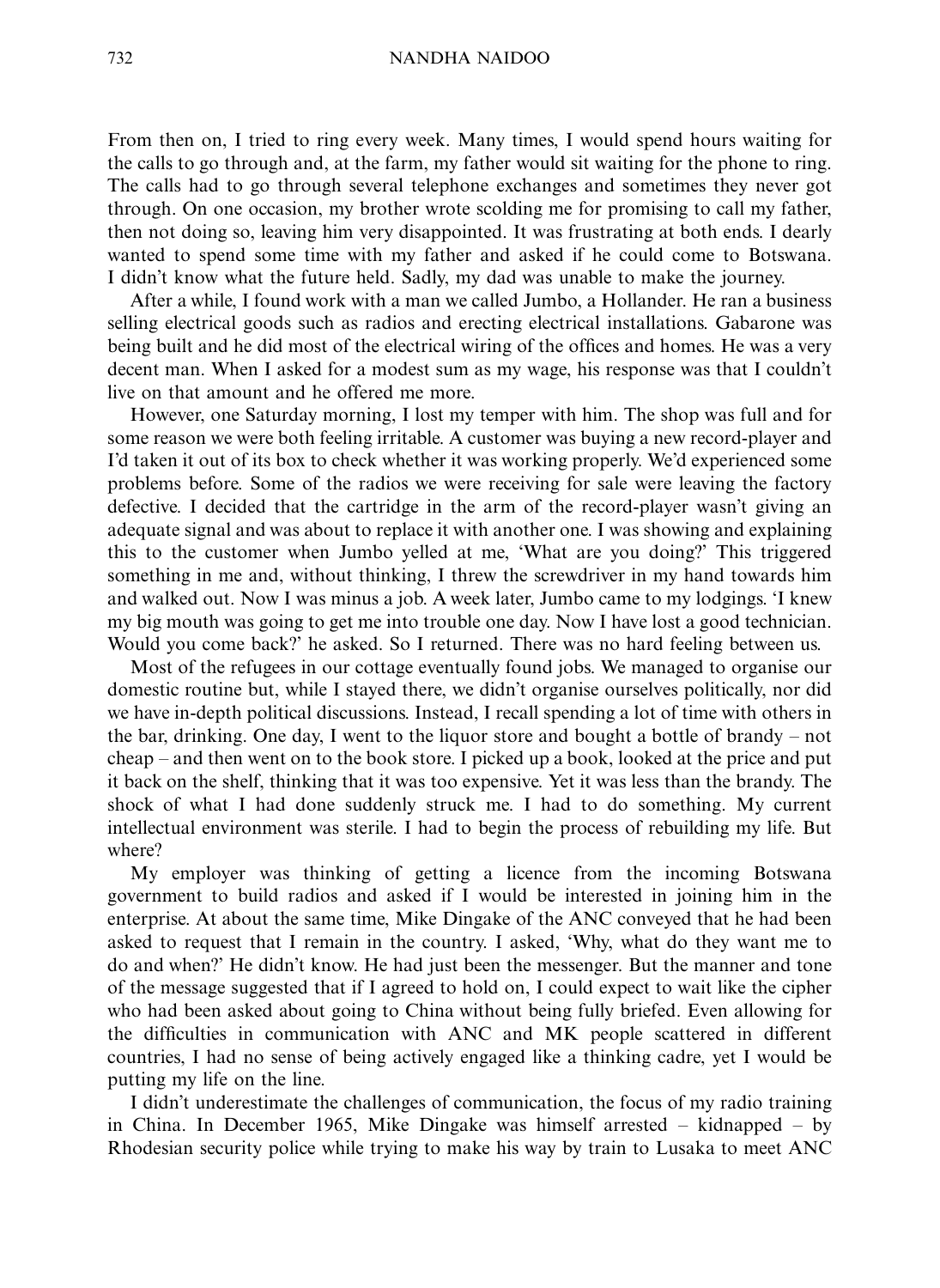From then on, I tried to ring every week. Many times, I would spend hours waiting for the calls to go through and, at the farm, my father would sit waiting for the phone to ring. The calls had to go through several telephone exchanges and sometimes they never got through. On one occasion, my brother wrote scolding me for promising to call my father, then not doing so, leaving him very disappointed. It was frustrating at both ends. I dearly wanted to spend some time with my father and asked if he could come to Botswana. I didn't know what the future held. Sadly, my dad was unable to make the journey.

After a while, I found work with a man we called Jumbo, a Hollander. He ran a business selling electrical goods such as radios and erecting electrical installations. Gabarone was being built and he did most of the electrical wiring of the offices and homes. He was a very decent man. When I asked for a modest sum as my wage, his response was that I couldn't live on that amount and he offered me more.

However, one Saturday morning, I lost my temper with him. The shop was full and for some reason we were both feeling irritable. A customer was buying a new record-player and I'd taken it out of its box to check whether it was working properly. We'd experienced some problems before. Some of the radios we were receiving for sale were leaving the factory defective. I decided that the cartridge in the arm of the record-player wasn't giving an adequate signal and was about to replace it with another one. I was showing and explaining this to the customer when Jumbo yelled at me, 'What are you doing?' This triggered something in me and, without thinking, I threw the screwdriver in my hand towards him and walked out. Now I was minus a job. A week later, Jumbo came to my lodgings. 'I knew my big mouth was going to get me into trouble one day. Now I have lost a good technician. Would you come back?' he asked. So I returned. There was no hard feeling between us.

Most of the refugees in our cottage eventually found jobs. We managed to organise our domestic routine but, while I stayed there, we didn't organise ourselves politically, nor did we have in-depth political discussions. Instead, I recall spending a lot of time with others in the bar, drinking. One day, I went to the liquor store and bought a bottle of brandy – not cheap – and then went on to the book store. I picked up a book, looked at the price and put it back on the shelf, thinking that it was too expensive. Yet it was less than the brandy. The shock of what I had done suddenly struck me. I had to do something. My current intellectual environment was sterile. I had to begin the process of rebuilding my life. But where?

My employer was thinking of getting a licence from the incoming Botswana government to build radios and asked if I would be interested in joining him in the enterprise. At about the same time, Mike Dingake of the ANC conveyed that he had been asked to request that I remain in the country. I asked, 'Why, what do they want me to do and when?' He didn't know. He had just been the messenger. But the manner and tone of the message suggested that if I agreed to hold on, I could expect to wait like the cipher who had been asked about going to China without being fully briefed. Even allowing for the difficulties in communication with ANC and MK people scattered in different countries, I had no sense of being actively engaged like a thinking cadre, yet I would be putting my life on the line.

I didn't underestimate the challenges of communication, the focus of my radio training in China. In December 1965, Mike Dingake was himself arrested – kidnapped – by Rhodesian security police while trying to make his way by train to Lusaka to meet ANC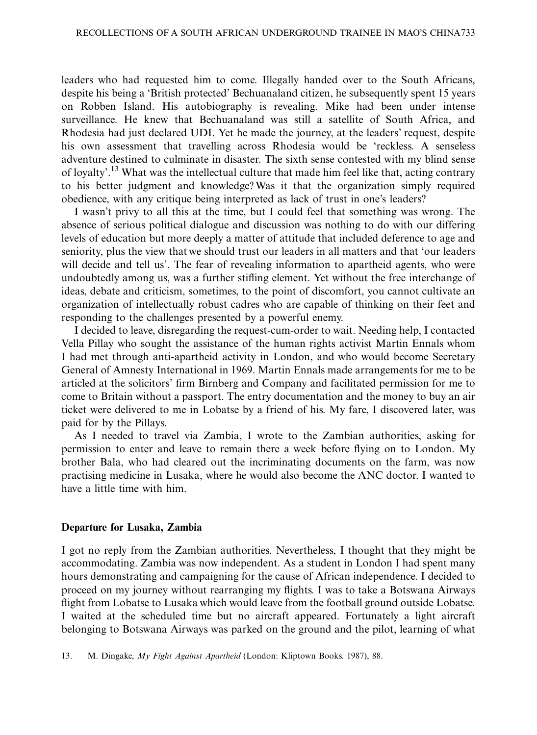leaders who had requested him to come. Illegally handed over to the South Africans, despite his being a 'British protected' Bechuanaland citizen, he subsequently spent 15 years on Robben Island. His autobiography is revealing. Mike had been under intense surveillance. He knew that Bechuanaland was still a satellite of South Africa, and Rhodesia had just declared UDI. Yet he made the journey, at the leaders' request, despite his own assessment that travelling across Rhodesia would be 'reckless. A senseless adventure destined to culminate in disaster. The sixth sense contested with my blind sense of loyalty'.[13] What was the intellectual culture that made him feel like that, acting contrary to his better judgment and knowledge? Was it that the organization simply required obedience, with any critique being interpreted as lack of trust in one's leaders?

I wasn't privy to all this at the time, but I could feel that something was wrong. The absence of serious political dialogue and discussion was nothing to do with our differing levels of education but more deeply a matter of attitude that included deference to age and seniority, plus the view that we should trust our leaders in all matters and that 'our leaders will decide and tell us'. The fear of revealing information to apartheid agents, who were undoubtedly among us, was a further stifling element. Yet without the free interchange of ideas, debate and criticism, sometimes, to the point of discomfort, you cannot cultivate an organization of intellectually robust cadres who are capable of thinking on their feet and responding to the challenges presented by a powerful enemy.

I decided to leave, disregarding the request-cum-order to wait. Needing help, I contacted Vella Pillay who sought the assistance of the human rights activist Martin Ennals whom I had met through anti-apartheid activity in London, and who would become Secretary General of Amnesty International in 1969. Martin Ennals made arrangements for me to be articled at the solicitors' firm Birnberg and Company and facilitated permission for me to come to Britain without a passport. The entry documentation and the money to buy an air ticket were delivered to me in Lobatse by a friend of his. My fare, I discovered later, was paid for by the Pillays.

As I needed to travel via Zambia, I wrote to the Zambian authorities, asking for permission to enter and leave to remain there a week before flying on to London. My brother Bala, who had cleared out the incriminating documents on the farm, was now practising medicine in Lusaka, where he would also become the ANC doctor. I wanted to have a little time with him.

## Departure for Lusaka, Zambia

I got no reply from the Zambian authorities. Nevertheless, I thought that they might be accommodating. Zambia was now independent. As a student in London I had spent many hours demonstrating and campaigning for the cause of African independence. I decided to proceed on my journey without rearranging my flights. I was to take a Botswana Airways flight from Lobatse to Lusaka which would leave from the football ground outside Lobatse. I waited at the scheduled time but no aircraft appeared. Fortunately a light aircraft belonging to Botswana Airways was parked on the ground and the pilot, learning of what

13. M. Dingake, *My Fight Against Apartheid* (London: Kliptown Books. 1987), 88.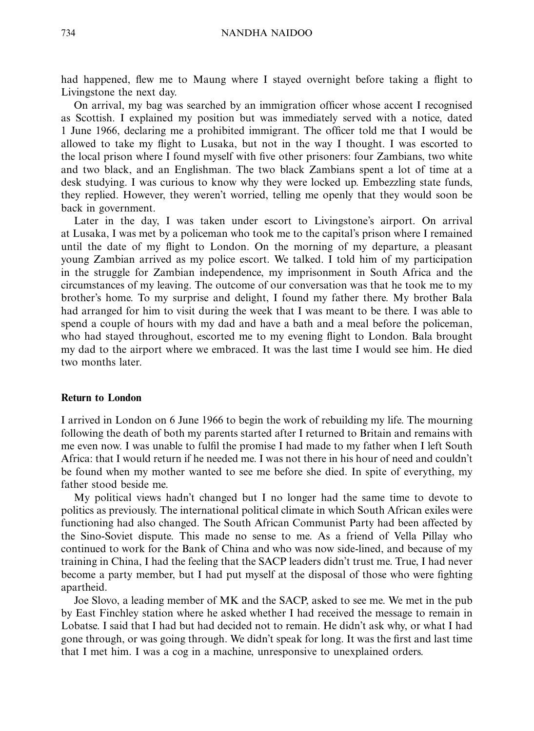had happened, flew me to Maung where I stayed overnight before taking a flight to Livingstone the next day.

On arrival, my bag was searched by an immigration officer whose accent I recognised as Scottish. I explained my position but was immediately served with a notice, dated 1 June 1966, declaring me a prohibited immigrant. The officer told me that I would be allowed to take my flight to Lusaka, but not in the way I thought. I was escorted to the local prison where I found myself with five other prisoners: four Zambians, two white and two black, and an Englishman. The two black Zambians spent a lot of time at a desk studying. I was curious to know why they were locked up. Embezzling state funds, they replied. However, they weren't worried, telling me openly that they would soon be back in government.

Later in the day, I was taken under escort to Livingstone's airport. On arrival at Lusaka, I was met by a policeman who took me to the capital's prison where I remained until the date of my flight to London. On the morning of my departure, a pleasant young Zambian arrived as my police escort. We talked. I told him of my participation in the struggle for Zambian independence, my imprisonment in South Africa and the circumstances of my leaving. The outcome of our conversation was that he took me to my brother's home. To my surprise and delight, I found my father there. My brother Bala had arranged for him to visit during the week that I was meant to be there. I was able to spend a couple of hours with my dad and have a bath and a meal before the policeman, who had stayed throughout, escorted me to my evening flight to London. Bala brought my dad to the airport where we embraced. It was the last time I would see him. He died two months later.

## Return to London

I arrived in London on 6 June 1966 to begin the work of rebuilding my life. The mourning following the death of both my parents started after I returned to Britain and remains with me even now. I was unable to fulfil the promise I had made to my father when I left South Africa: that I would return if he needed me. I was not there in his hour of need and couldn't be found when my mother wanted to see me before she died. In spite of everything, my father stood beside me.

My political views hadn't changed but I no longer had the same time to devote to politics as previously. The international political climate in which South African exiles were functioning had also changed. The South African Communist Party had been affected by the Sino-Soviet dispute. This made no sense to me. As a friend of Vella Pillay who continued to work for the Bank of China and who was now side-lined, and because of my training in China, I had the feeling that the SACP leaders didn't trust me. True, I had never become a party member, but I had put myself at the disposal of those who were fighting apartheid.

Joe Slovo, a leading member of MK and the SACP, asked to see me. We met in the pub by East Finchley station where he asked whether I had received the message to remain in Lobatse. I said that I had but had decided not to remain. He didn't ask why, or what I had gone through, or was going through. We didn't speak for long. It was the first and last time that I met him. I was a cog in a machine, unresponsive to unexplained orders.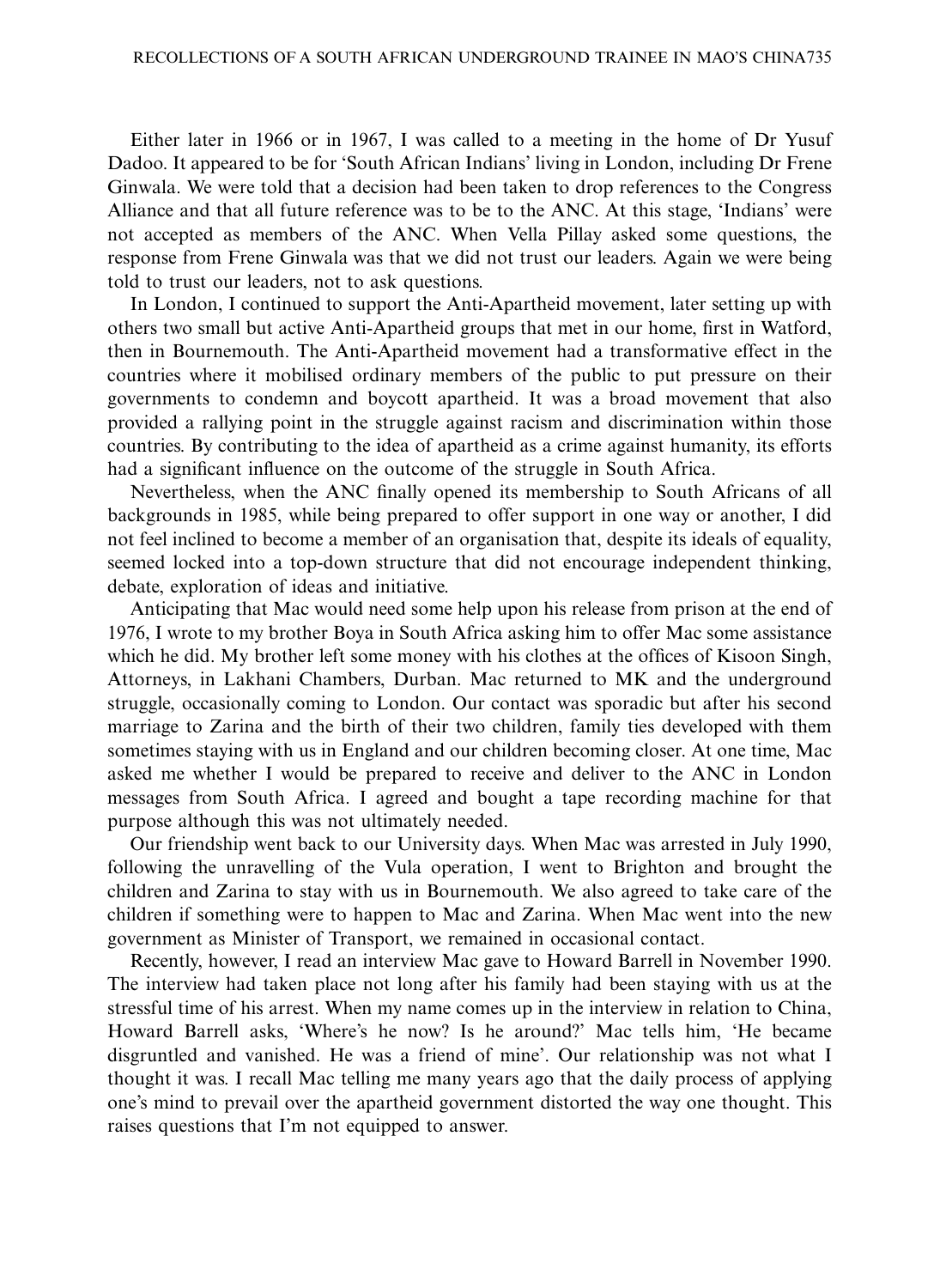Either later in 1966 or in 1967, I was called to a meeting in the home of Dr Yusuf Dadoo. It appeared to be for 'South African Indians' living in London, including Dr Frene Ginwala. We were told that a decision had been taken to drop references to the Congress Alliance and that all future reference was to be to the ANC. At this stage, 'Indians' were not accepted as members of the ANC. When Vella Pillay asked some questions, the response from Frene Ginwala was that we did not trust our leaders. Again we were being told to trust our leaders, not to ask questions.

In London, I continued to support the Anti-Apartheid movement, later setting up with others two small but active Anti-Apartheid groups that met in our home, first in Watford, then in Bournemouth. The Anti-Apartheid movement had a transformative effect in the countries where it mobilised ordinary members of the public to put pressure on their governments to condemn and boycott apartheid. It was a broad movement that also provided a rallying point in the struggle against racism and discrimination within those countries. By contributing to the idea of apartheid as a crime against humanity, its efforts had a significant influence on the outcome of the struggle in South Africa.

Nevertheless, when the ANC finally opened its membership to South Africans of all backgrounds in 1985, while being prepared to offer support in one way or another, I did not feel inclined to become a member of an organisation that, despite its ideals of equality, seemed locked into a top-down structure that did not encourage independent thinking, debate, exploration of ideas and initiative.

Anticipating that Mac would need some help upon his release from prison at the end of 1976, I wrote to my brother Boya in South Africa asking him to offer Mac some assistance which he did. My brother left some money with his clothes at the offices of Kisoon Singh, Attorneys, in Lakhani Chambers, Durban. Mac returned to MK and the underground struggle, occasionally coming to London. Our contact was sporadic but after his second marriage to Zarina and the birth of their two children, family ties developed with them sometimes staying with us in England and our children becoming closer. At one time, Mac asked me whether I would be prepared to receive and deliver to the ANC in London messages from South Africa. I agreed and bought a tape recording machine for that purpose although this was not ultimately needed.

Our friendship went back to our University days. When Mac was arrested in July 1990, following the unravelling of the Vula operation, I went to Brighton and brought the children and Zarina to stay with us in Bournemouth. We also agreed to take care of the children if something were to happen to Mac and Zarina. When Mac went into the new government as Minister of Transport, we remained in occasional contact.

Recently, however, I read an interview Mac gave to Howard Barrell in November 1990. The interview had taken place not long after his family had been staying with us at the stressful time of his arrest. When my name comes up in the interview in relation to China, Howard Barrell asks, 'Where's he now? Is he around?' Mac tells him, 'He became disgruntled and vanished. He was a friend of mine'. Our relationship was not what I thought it was. I recall Mac telling me many years ago that the daily process of applying one's mind to prevail over the apartheid government distorted the way one thought. This raises questions that I'm not equipped to answer.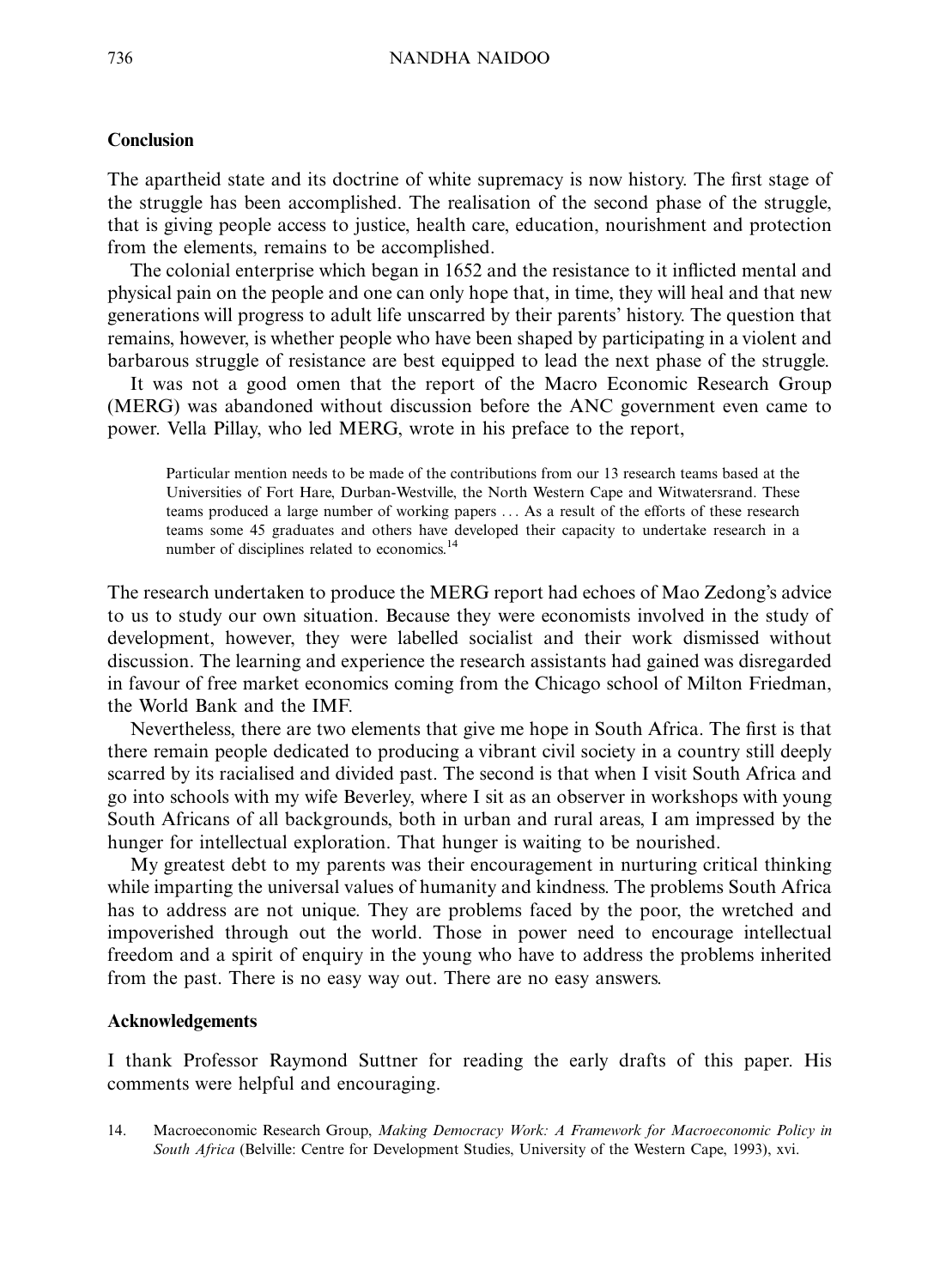## Conclusion

The apartheid state and its doctrine of white supremacy is now history. The first stage of the struggle has been accomplished. The realisation of the second phase of the struggle, that is giving people access to justice, health care, education, nourishment and protection from the elements, remains to be accomplished.

The colonial enterprise which began in 1652 and the resistance to it inflicted mental and physical pain on the people and one can only hope that, in time, they will heal and that new generations will progress to adult life unscarred by their parents' history. The question that remains, however, is whether people who have been shaped by participating in a violent and barbarous struggle of resistance are best equipped to lead the next phase of the struggle.

It was not a good omen that the report of the Macro Economic Research Group (MERG) was abandoned without discussion before the ANC government even came to power. Vella Pillay, who led MERG, wrote in his preface to the report,

> Particular mention needs to be made of the contributions from our 13 research teams based at the Universities of Fort Hare, Durban-Westville, the North Western Cape and Witwatersrand. These teams produced a large number of working papers ... As a result of the efforts of these research teams some 45 graduates and others have developed their capacity to undertake research in a number of disciplines related to economics.[14]

The research undertaken to produce the MERG report had echoes of Mao Zedong's advice to us to study our own situation. Because they were economists involved in the study of development, however, they were labelled socialist and their work dismissed without discussion. The learning and experience the research assistants had gained was disregarded in favour of free market economics coming from the Chicago school of Milton Friedman, the World Bank and the IMF.

Nevertheless, there are two elements that give me hope in South Africa. The first is that there remain people dedicated to producing a vibrant civil society in a country still deeply scarred by its racialised and divided past. The second is that when I visit South Africa and go into schools with my wife Beverley, where I sit as an observer in workshops with young South Africans of all backgrounds, both in urban and rural areas, I am impressed by the hunger for intellectual exploration. That hunger is waiting to be nourished.

My greatest debt to my parents was their encouragement in nurturing critical thinking while imparting the universal values of humanity and kindness. The problems South Africa has to address are not unique. They are problems faced by the poor, the wretched and impoverished through out the world. Those in power need to encourage intellectual freedom and a spirit of enquiry in the young who have to address the problems inherited from the past. There is no easy way out. There are no easy answers.

## Acknowledgements

I thank Professor Raymond Suttner for reading the early drafts of this paper. His comments were helpful and encouraging.

14. Macroeconomic Research Group, *Making Democracy Work: A Framework for Macroeconomic Policy in South Africa* (Belville: Centre for Development Studies, University of the Western Cape, 1993), xvi.